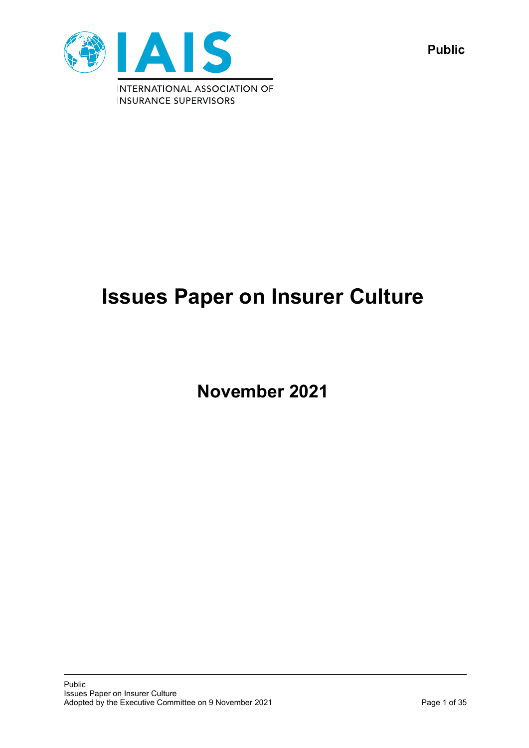Public

# Issues Paper on Insurer Culture

## November 2021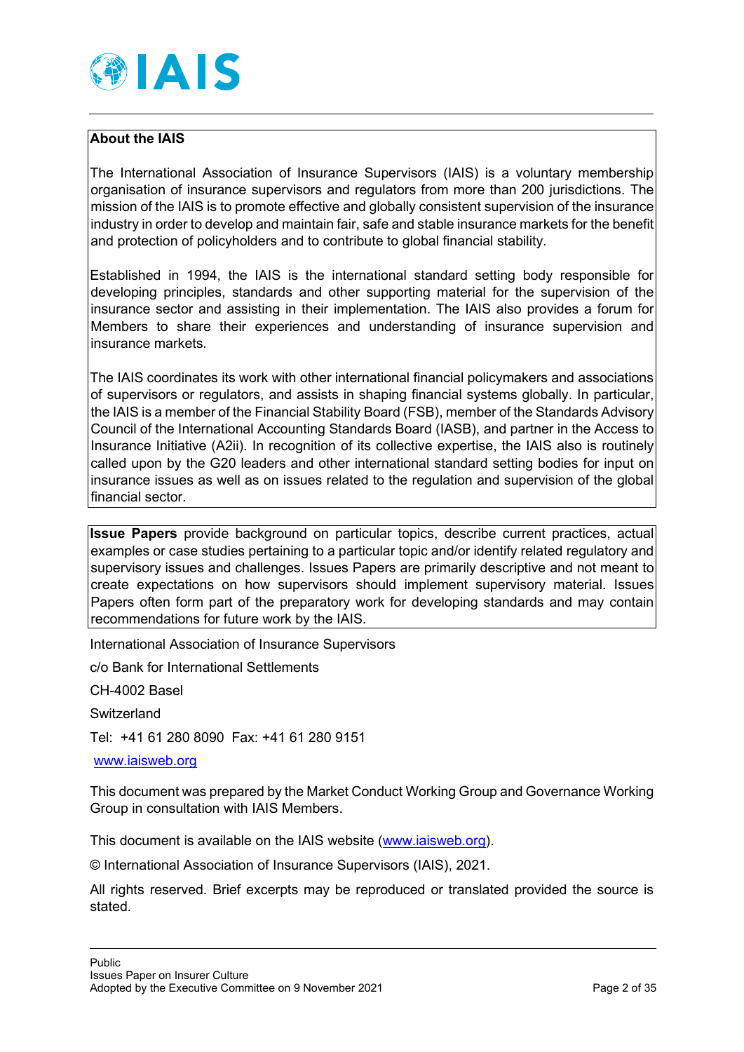**About the IAIS**

The International Association of Insurance Supervisors (IAIS) is a voluntary membership organisation of insurance supervisors and regulators from more than 200 jurisdictions. The mission of the IAIS is to promote effective and globally consistent supervision of the insurance industry in order to develop and maintain fair, safe and stable insurance markets for the benefit and protection of policyholders and to contribute to global financial stability.

Established in 1994, the IAIS is the international standard setting body responsible for developing principles, standards and other supporting material for the supervision of the insurance sector and assisting in their implementation. The IAIS also provides a forum for Members to share their experiences and understanding of insurance supervision and insurance markets.

The IAIS coordinates its work with other international financial policymakers and associations of supervisors or regulators, and assists in shaping financial systems globally. In particular, the IAIS is a member of the Financial Stability Board (FSB), member of the Standards Advisory Council of the International Accounting Standards Board (IASB), and partner in the Access to Insurance Initiative (A2ii). In recognition of its collective expertise, the IAIS also is routinely called upon by the G20 leaders and other international standard setting bodies for input on insurance issues as well as on issues related to the regulation and supervision of the global financial sector.

**Issue Papers** provide background on particular topics, describe current practices, actual examples or case studies pertaining to a particular topic and/or identify related regulatory and supervisory issues and challenges. Issues Papers are primarily descriptive and not meant to create expectations on how supervisors should implement supervisory material. Issues Papers often form part of the preparatory work for developing standards and may contain recommendations for future work by the IAIS.

International Association of Insurance Supervisors

c/o Bank for International Settlements

CH-4002 Basel

Switzerland

Tel: +41 61 280 8090 Fax: +41 61 280 9151

www.iaisweb.org

This document was prepared by the Market Conduct Working Group and Governance Working Group in consultation with IAIS Members.

This document is available on the IAIS website (www.iaisweb.org).

© International Association of Insurance Supervisors (IAIS), 2021.

All rights reserved. Brief excerpts may be reproduced or translated provided the source is stated.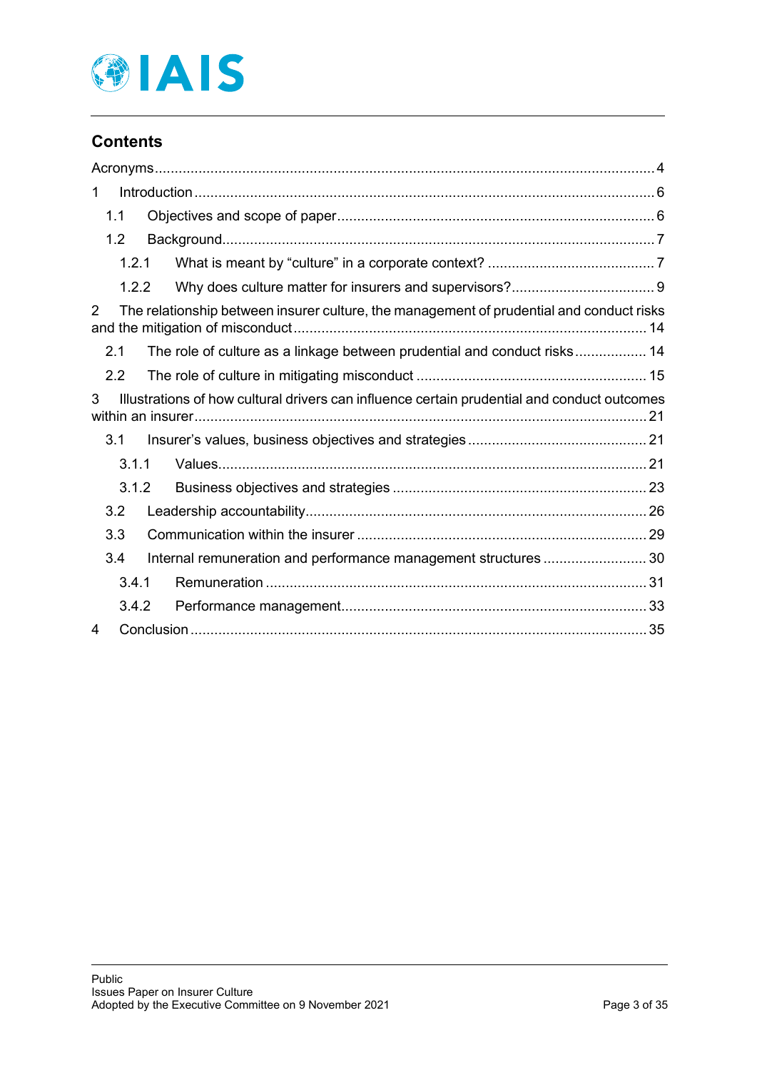## Contents

Acronyms ........ 4

1 Introduction ........ 6

- 1.1 Objectives and scope of paper ........ 6
- 1.2 Background ........ 7
  - 1.2.1 What is meant by "culture" in a corporate context? ........ 7
  - 1.2.2 Why does culture matter for insurers and supervisors? ........ 9

2 The relationship between insurer culture, the management of prudential and conduct risks and the mitigation of misconduct ........ 14

- 2.1 The role of culture as a linkage between prudential and conduct risks ........ 14
- 2.2 The role of culture in mitigating misconduct ........ 15

3 Illustrations of how cultural drivers can influence certain prudential and conduct outcomes within an insurer ........ 21

- 3.1 Insurer's values, business objectives and strategies ........ 21
  - 3.1.1 Values ........ 21
  - 3.1.2 Business objectives and strategies ........ 23
- 3.2 Leadership accountability ........ 26
- 3.3 Communication within the insurer ........ 29
- 3.4 Internal remuneration and performance management structures ........ 30
  - 3.4.1 Remuneration ........ 31
  - 3.4.2 Performance management ........ 33

4 Conclusion ........ 35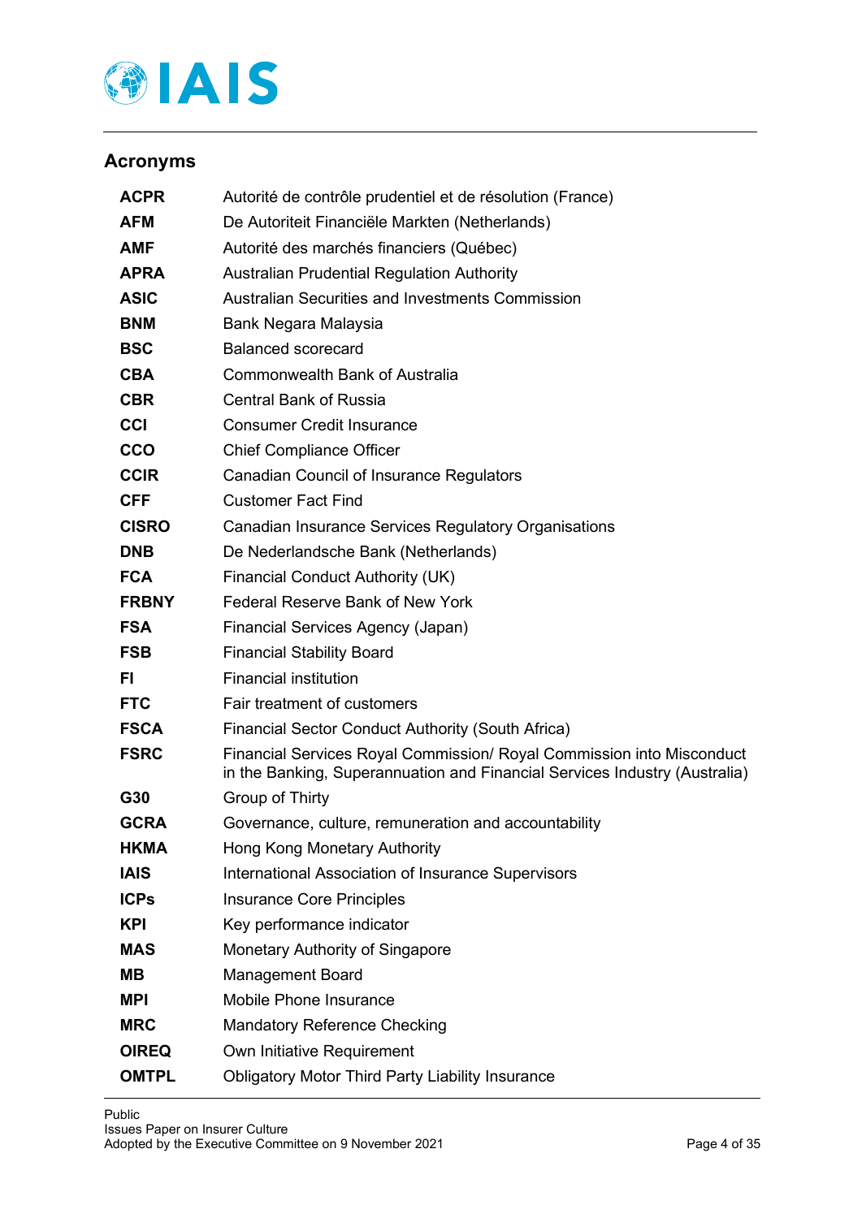## Acronyms

| | |
|---|---|
| **ACPR** | Autorité de contrôle prudentiel et de résolution (France) |
| **AFM** | De Autoriteit Financiële Markten (Netherlands) |
| **AMF** | Autorité des marchés financiers (Québec) |
| **APRA** | Australian Prudential Regulation Authority |
| **ASIC** | Australian Securities and Investments Commission |
| **BNM** | Bank Negara Malaysia |
| **BSC** | Balanced scorecard |
| **CBA** | Commonwealth Bank of Australia |
| **CBR** | Central Bank of Russia |
| **CCI** | Consumer Credit Insurance |
| **CCO** | Chief Compliance Officer |
| **CCIR** | Canadian Council of Insurance Regulators |
| **CFF** | Customer Fact Find |
| **CISRO** | Canadian Insurance Services Regulatory Organisations |
| **DNB** | De Nederlandsche Bank (Netherlands) |
| **FCA** | Financial Conduct Authority (UK) |
| **FRBNY** | Federal Reserve Bank of New York |
| **FSA** | Financial Services Agency (Japan) |
| **FSB** | Financial Stability Board |
| **FI** | Financial institution |
| **FTC** | Fair treatment of customers |
| **FSCA** | Financial Sector Conduct Authority (South Africa) |
| **FSRC** | Financial Services Royal Commission/ Royal Commission into Misconduct in the Banking, Superannuation and Financial Services Industry (Australia) |
| **G30** | Group of Thirty |
| **GCRA** | Governance, culture, remuneration and accountability |
| **HKMA** | Hong Kong Monetary Authority |
| **IAIS** | International Association of Insurance Supervisors |
| **ICPs** | Insurance Core Principles |
| **KPI** | Key performance indicator |
| **MAS** | Monetary Authority of Singapore |
| **MB** | Management Board |
| **MPI** | Mobile Phone Insurance |
| **MRC** | Mandatory Reference Checking |
| **OIREQ** | Own Initiative Requirement |
| **OMTPL** | Obligatory Motor Third Party Liability Insurance |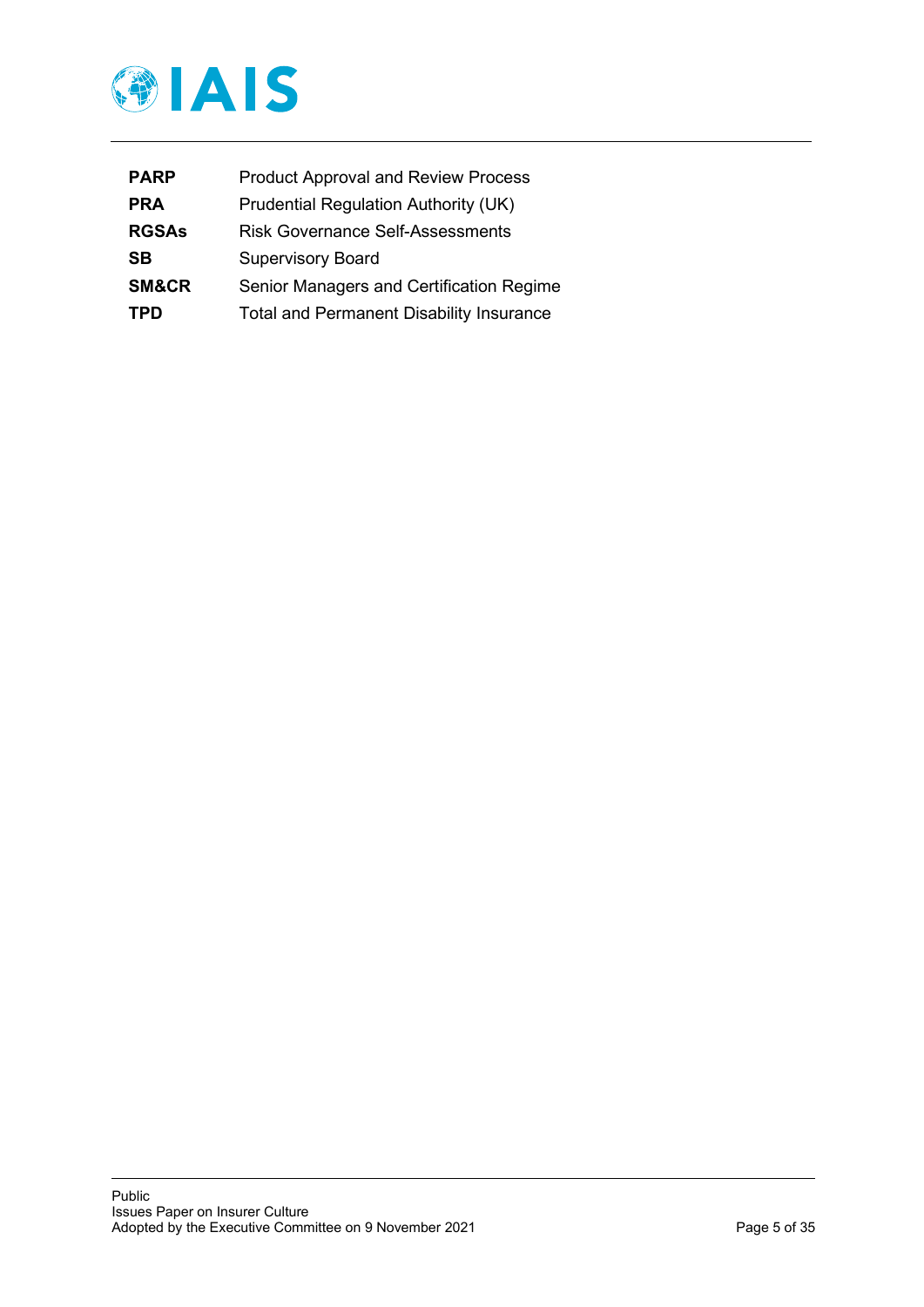| | |
|---|---|
| **PARP** | Product Approval and Review Process |
| **PRA** | Prudential Regulation Authority (UK) |
| **RGSAs** | Risk Governance Self-Assessments |
| **SB** | Supervisory Board |
| **SM&CR** | Senior Managers and Certification Regime |
| **TPD** | Total and Permanent Disability Insurance |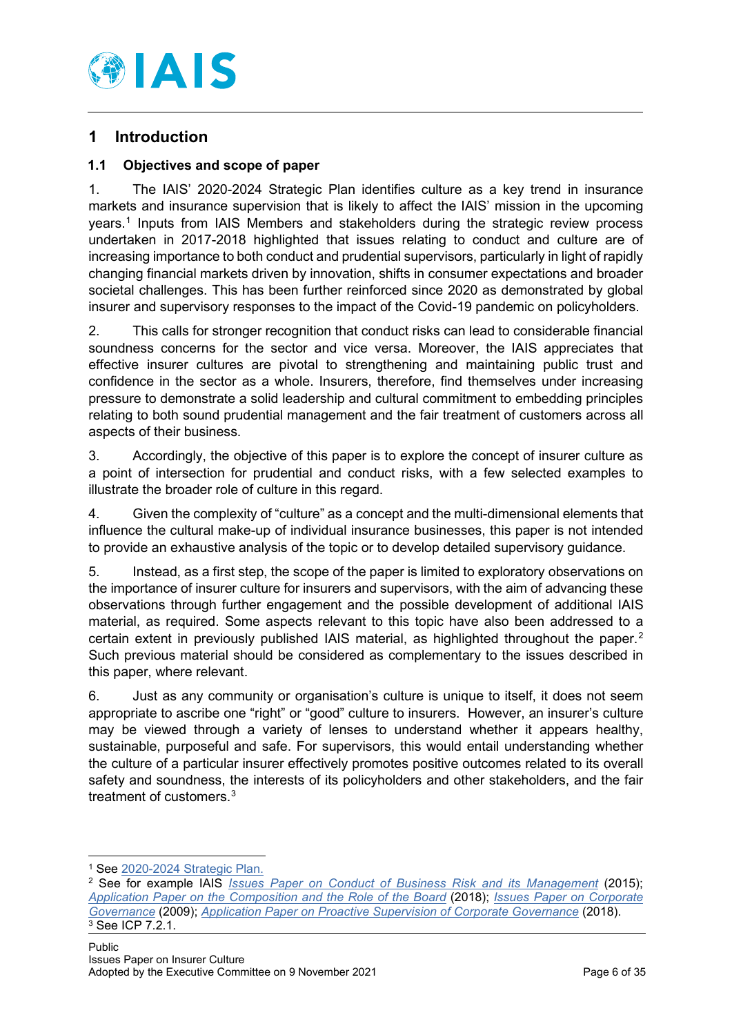# 1 Introduction

## 1.1 Objectives and scope of paper

1. The IAIS' 2020-2024 Strategic Plan identifies culture as a key trend in insurance markets and insurance supervision that is likely to affect the IAIS' mission in the upcoming years.[1] Inputs from IAIS Members and stakeholders during the strategic review process undertaken in 2017-2018 highlighted that issues relating to conduct and culture are of increasing importance to both conduct and prudential supervisors, particularly in light of rapidly changing financial markets driven by innovation, shifts in consumer expectations and broader societal challenges. This has been further reinforced since 2020 as demonstrated by global insurer and supervisory responses to the impact of the Covid-19 pandemic on policyholders.

2. This calls for stronger recognition that conduct risks can lead to considerable financial soundness concerns for the sector and vice versa. Moreover, the IAIS appreciates that effective insurer cultures are pivotal to strengthening and maintaining public trust and confidence in the sector as a whole. Insurers, therefore, find themselves under increasing pressure to demonstrate a solid leadership and cultural commitment to embedding principles relating to both sound prudential management and the fair treatment of customers across all aspects of their business.

3. Accordingly, the objective of this paper is to explore the concept of insurer culture as a point of intersection for prudential and conduct risks, with a few selected examples to illustrate the broader role of culture in this regard.

4. Given the complexity of "culture" as a concept and the multi-dimensional elements that influence the cultural make-up of individual insurance businesses, this paper is not intended to provide an exhaustive analysis of the topic or to develop detailed supervisory guidance.

5. Instead, as a first step, the scope of the paper is limited to exploratory observations on the importance of insurer culture for insurers and supervisors, with the aim of advancing these observations through further engagement and the possible development of additional IAIS material, as required. Some aspects relevant to this topic have also been addressed to a certain extent in previously published IAIS material, as highlighted throughout the paper.[2] Such previous material should be considered as complementary to the issues described in this paper, where relevant.

6. Just as any community or organisation's culture is unique to itself, it does not seem appropriate to ascribe one "right" or "good" culture to insurers. However, an insurer's culture may be viewed through a variety of lenses to understand whether it appears healthy, sustainable, purposeful and safe. For supervisors, this would entail understanding whether the culture of a particular insurer effectively promotes positive outcomes related to its overall safety and soundness, the interests of its policyholders and other stakeholders, and the fair treatment of customers.[3]

---

[1] See 2020-2024 Strategic Plan.

[2] See for example IAIS *Issues Paper on Conduct of Business Risk and its Management* (2015); *Application Paper on the Composition and the Role of the Board* (2018); *Issues Paper on Corporate Governance* (2009); *Application Paper on Proactive Supervision of Corporate Governance* (2018).

[3] See ICP 7.2.1.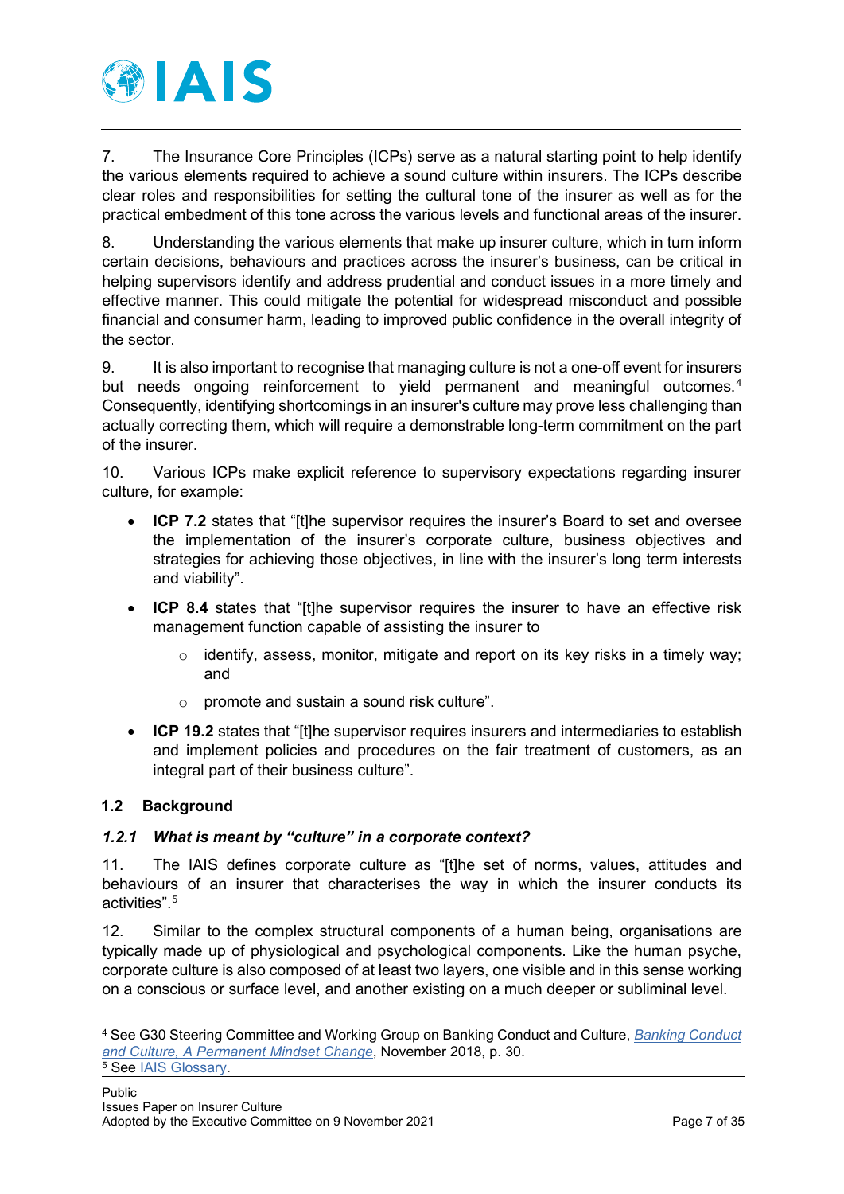7. The Insurance Core Principles (ICPs) serve as a natural starting point to help identify the various elements required to achieve a sound culture within insurers. The ICPs describe clear roles and responsibilities for setting the cultural tone of the insurer as well as for the practical embedment of this tone across the various levels and functional areas of the insurer.

8. Understanding the various elements that make up insurer culture, which in turn inform certain decisions, behaviours and practices across the insurer's business, can be critical in helping supervisors identify and address prudential and conduct issues in a more timely and effective manner. This could mitigate the potential for widespread misconduct and possible financial and consumer harm, leading to improved public confidence in the overall integrity of the sector.

9. It is also important to recognise that managing culture is not a one-off event for insurers but needs ongoing reinforcement to yield permanent and meaningful outcomes.[4] Consequently, identifying shortcomings in an insurer's culture may prove less challenging than actually correcting them, which will require a demonstrable long-term commitment on the part of the insurer.

10. Various ICPs make explicit reference to supervisory expectations regarding insurer culture, for example:

- **ICP 7.2** states that "[t]he supervisor requires the insurer's Board to set and oversee the implementation of the insurer's corporate culture, business objectives and strategies for achieving those objectives, in line with the insurer's long term interests and viability".
- **ICP 8.4** states that "[t]he supervisor requires the insurer to have an effective risk management function capable of assisting the insurer to
  - identify, assess, monitor, mitigate and report on its key risks in a timely way; and
  - promote and sustain a sound risk culture".
- **ICP 19.2** states that "[t]he supervisor requires insurers and intermediaries to establish and implement policies and procedures on the fair treatment of customers, as an integral part of their business culture".

## 1.2 Background

### *1.2.1 What is meant by "culture" in a corporate context?*

11. The IAIS defines corporate culture as "[t]he set of norms, values, attitudes and behaviours of an insurer that characterises the way in which the insurer conducts its activities".[5]

12. Similar to the complex structural components of a human being, organisations are typically made up of physiological and psychological components. Like the human psyche, corporate culture is also composed of at least two layers, one visible and in this sense working on a conscious or surface level, and another existing on a much deeper or subliminal level.

---

[4] See G30 Steering Committee and Working Group on Banking Conduct and Culture, *Banking Conduct and Culture, A Permanent Mindset Change*, November 2018, p. 30.

[5] See IAIS Glossary.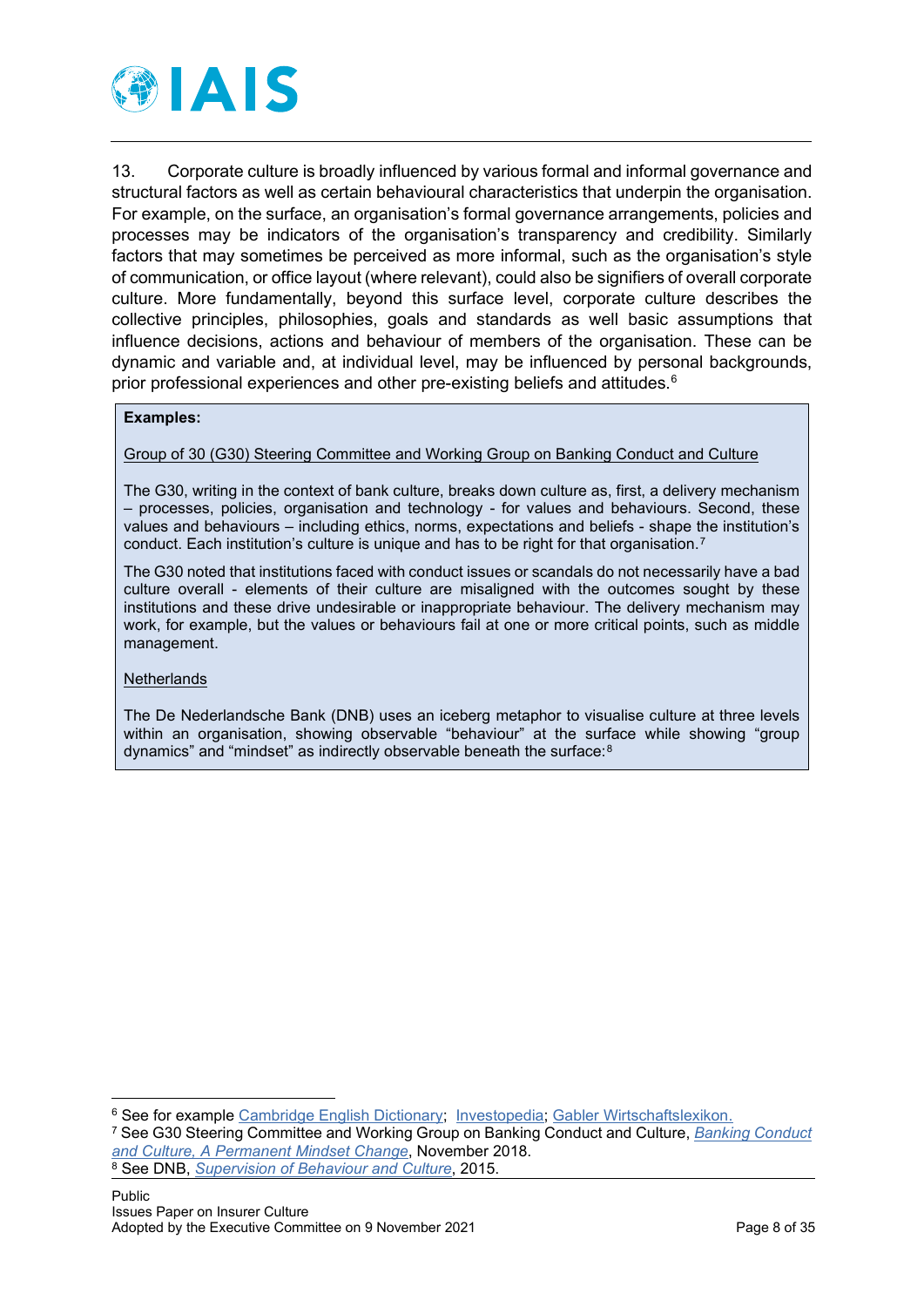13. Corporate culture is broadly influenced by various formal and informal governance and structural factors as well as certain behavioural characteristics that underpin the organisation. For example, on the surface, an organisation's formal governance arrangements, policies and processes may be indicators of the organisation's transparency and credibility. Similarly factors that may sometimes be perceived as more informal, such as the organisation's style of communication, or office layout (where relevant), could also be signifiers of overall corporate culture. More fundamentally, beyond this surface level, corporate culture describes the collective principles, philosophies, goals and standards as well basic assumptions that influence decisions, actions and behaviour of members of the organisation. These can be dynamic and variable and, at individual level, may be influenced by personal backgrounds, prior professional experiences and other pre-existing beliefs and attitudes.[6]

> **Examples:**
>
> Group of 30 (G30) Steering Committee and Working Group on Banking Conduct and Culture
>
> The G30, writing in the context of bank culture, breaks down culture as, first, a delivery mechanism – processes, policies, organisation and technology - for values and behaviours. Second, these values and behaviours – including ethics, norms, expectations and beliefs - shape the institution's conduct. Each institution's culture is unique and has to be right for that organisation.[7]
>
> The G30 noted that institutions faced with conduct issues or scandals do not necessarily have a bad culture overall - elements of their culture are misaligned with the outcomes sought by these institutions and these drive undesirable or inappropriate behaviour. The delivery mechanism may work, for example, but the values or behaviours fail at one or more critical points, such as middle management.
>
> Netherlands
>
> The De Nederlandsche Bank (DNB) uses an iceberg metaphor to visualise culture at three levels within an organisation, showing observable "behaviour" at the surface while showing "group dynamics" and "mindset" as indirectly observable beneath the surface:[8]

---

[6] See for example Cambridge English Dictionary; Investopedia; Gabler Wirtschaftslexikon.

[7] See G30 Steering Committee and Working Group on Banking Conduct and Culture, *Banking Conduct and Culture, A Permanent Mindset Change*, November 2018.

[8] See DNB, *Supervision of Behaviour and Culture*, 2015.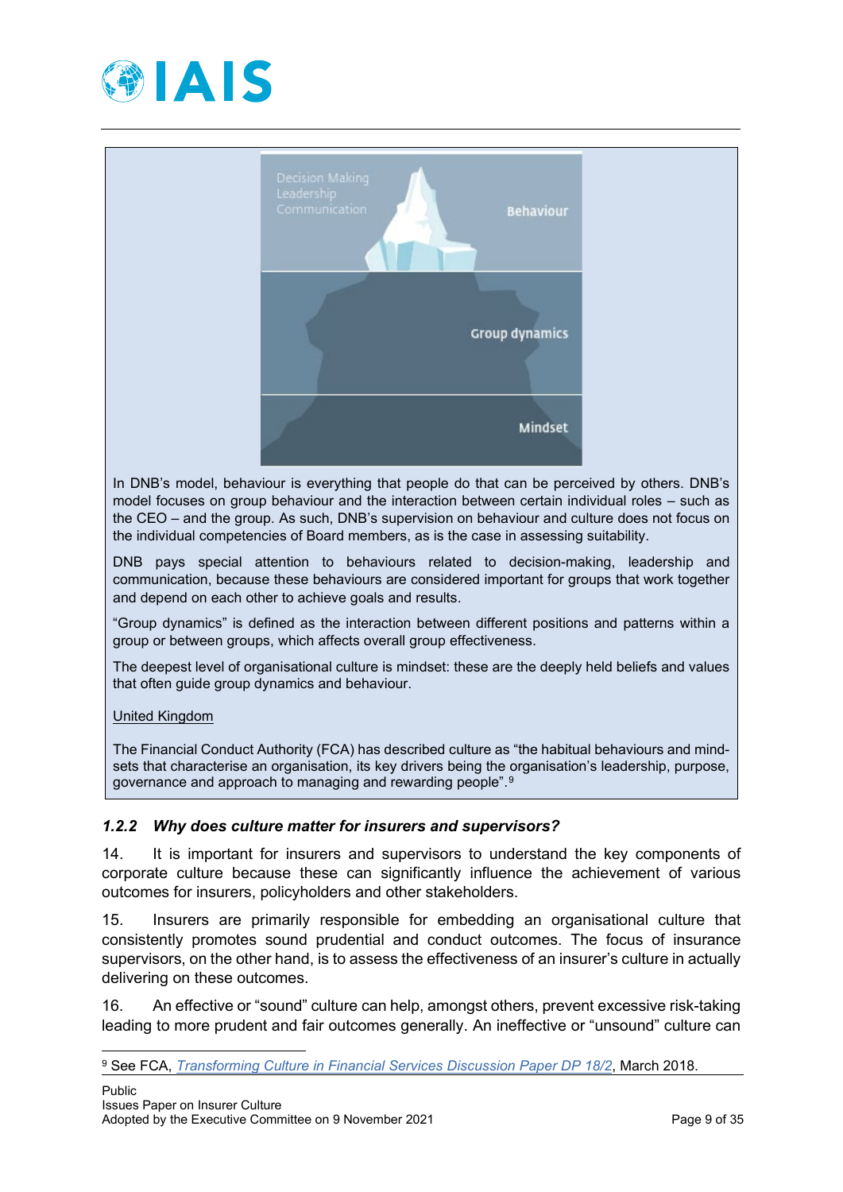Decision Making
Leadership
Communication

Behaviour

Group dynamics

Mindset

In DNB's model, behaviour is everything that people do that can be perceived by others. DNB's model focuses on group behaviour and the interaction between certain individual roles – such as the CEO – and the group. As such, DNB's supervision on behaviour and culture does not focus on the individual competencies of Board members, as is the case in assessing suitability.

DNB pays special attention to behaviours related to decision-making, leadership and communication, because these behaviours are considered important for groups that work together and depend on each other to achieve goals and results.

"Group dynamics" is defined as the interaction between different positions and patterns within a group or between groups, which affects overall group effectiveness.

The deepest level of organisational culture is mindset: these are the deeply held beliefs and values that often guide group dynamics and behaviour.

United Kingdom

The Financial Conduct Authority (FCA) has described culture as "the habitual behaviours and mind-sets that characterise an organisation, its key drivers being the organisation's leadership, purpose, governance and approach to managing and rewarding people".[9]

### *1.2.2 Why does culture matter for insurers and supervisors?*

14. It is important for insurers and supervisors to understand the key components of corporate culture because these can significantly influence the achievement of various outcomes for insurers, policyholders and other stakeholders.

15. Insurers are primarily responsible for embedding an organisational culture that consistently promotes sound prudential and conduct outcomes. The focus of insurance supervisors, on the other hand, is to assess the effectiveness of an insurer's culture in actually delivering on these outcomes.

16. An effective or "sound" culture can help, amongst others, prevent excessive risk-taking leading to more prudent and fair outcomes generally. An ineffective or "unsound" culture can

[9] See FCA, *Transforming Culture in Financial Services Discussion Paper DP 18/2*, March 2018.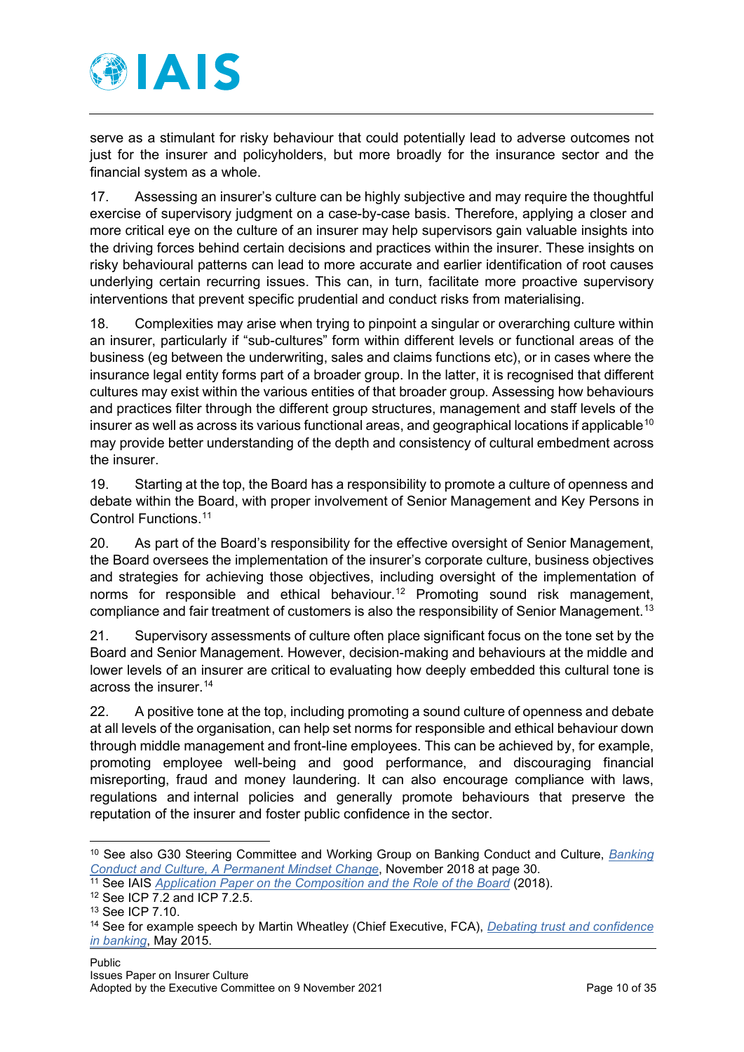serve as a stimulant for risky behaviour that could potentially lead to adverse outcomes not just for the insurer and policyholders, but more broadly for the insurance sector and the financial system as a whole.

17. Assessing an insurer's culture can be highly subjective and may require the thoughtful exercise of supervisory judgment on a case-by-case basis. Therefore, applying a closer and more critical eye on the culture of an insurer may help supervisors gain valuable insights into the driving forces behind certain decisions and practices within the insurer. These insights on risky behavioural patterns can lead to more accurate and earlier identification of root causes underlying certain recurring issues. This can, in turn, facilitate more proactive supervisory interventions that prevent specific prudential and conduct risks from materialising.

18. Complexities may arise when trying to pinpoint a singular or overarching culture within an insurer, particularly if "sub-cultures" form within different levels or functional areas of the business (eg between the underwriting, sales and claims functions etc), or in cases where the insurance legal entity forms part of a broader group. In the latter, it is recognised that different cultures may exist within the various entities of that broader group. Assessing how behaviours and practices filter through the different group structures, management and staff levels of the insurer as well as across its various functional areas, and geographical locations if applicable[10] may provide better understanding of the depth and consistency of cultural embedment across the insurer.

19. Starting at the top, the Board has a responsibility to promote a culture of openness and debate within the Board, with proper involvement of Senior Management and Key Persons in Control Functions.[11]

20. As part of the Board's responsibility for the effective oversight of Senior Management, the Board oversees the implementation of the insurer's corporate culture, business objectives and strategies for achieving those objectives, including oversight of the implementation of norms for responsible and ethical behaviour.[12] Promoting sound risk management, compliance and fair treatment of customers is also the responsibility of Senior Management.[13]

21. Supervisory assessments of culture often place significant focus on the tone set by the Board and Senior Management. However, decision-making and behaviours at the middle and lower levels of an insurer are critical to evaluating how deeply embedded this cultural tone is across the insurer.[14]

22. A positive tone at the top, including promoting a sound culture of openness and debate at all levels of the organisation, can help set norms for responsible and ethical behaviour down through middle management and front-line employees. This can be achieved by, for example, promoting employee well-being and good performance, and discouraging financial misreporting, fraud and money laundering. It can also encourage compliance with laws, regulations and internal policies and generally promote behaviours that preserve the reputation of the insurer and foster public confidence in the sector.

---

[10] See also G30 Steering Committee and Working Group on Banking Conduct and Culture, *Banking Conduct and Culture, A Permanent Mindset Change*, November 2018 at page 30.

[11] See IAIS *Application Paper on the Composition and the Role of the Board* (2018).

[12] See ICP 7.2 and ICP 7.2.5.

[13] See ICP 7.10.

[14] See for example speech by Martin Wheatley (Chief Executive, FCA), *Debating trust and confidence in banking*, May 2015.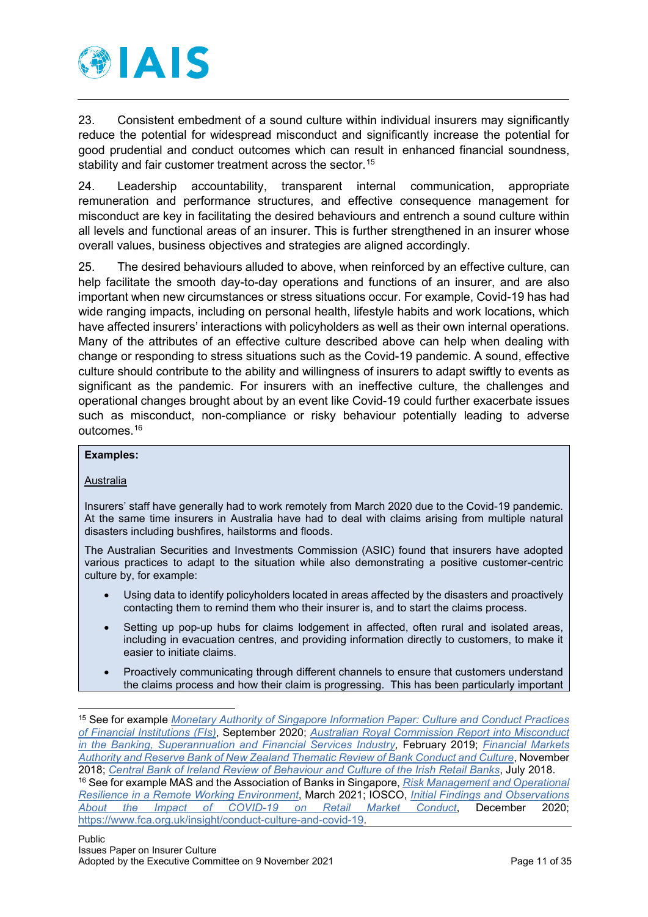23. Consistent embedment of a sound culture within individual insurers may significantly reduce the potential for widespread misconduct and significantly increase the potential for good prudential and conduct outcomes which can result in enhanced financial soundness, stability and fair customer treatment across the sector.[15]

24. Leadership accountability, transparent internal communication, appropriate remuneration and performance structures, and effective consequence management for misconduct are key in facilitating the desired behaviours and entrench a sound culture within all levels and functional areas of an insurer. This is further strengthened in an insurer whose overall values, business objectives and strategies are aligned accordingly.

25. The desired behaviours alluded to above, when reinforced by an effective culture, can help facilitate the smooth day-to-day operations and functions of an insurer, and are also important when new circumstances or stress situations occur. For example, Covid-19 has had wide ranging impacts, including on personal health, lifestyle habits and work locations, which have affected insurers' interactions with policyholders as well as their own internal operations. Many of the attributes of an effective culture described above can help when dealing with change or responding to stress situations such as the Covid-19 pandemic. A sound, effective culture should contribute to the ability and willingness of insurers to adapt swiftly to events as significant as the pandemic. For insurers with an ineffective culture, the challenges and operational changes brought about by an event like Covid-19 could further exacerbate issues such as misconduct, non-compliance or risky behaviour potentially leading to adverse outcomes.[16]

**Examples:**

Australia

Insurers' staff have generally had to work remotely from March 2020 due to the Covid-19 pandemic. At the same time insurers in Australia have had to deal with claims arising from multiple natural disasters including bushfires, hailstorms and floods.

The Australian Securities and Investments Commission (ASIC) found that insurers have adopted various practices to adapt to the situation while also demonstrating a positive customer-centric culture by, for example:

- Using data to identify policyholders located in areas affected by the disasters and proactively contacting them to remind them who their insurer is, and to start the claims process.
- Setting up pop-up hubs for claims lodgement in affected, often rural and isolated areas, including in evacuation centres, and providing information directly to customers, to make it easier to initiate claims.
- Proactively communicating through different channels to ensure that customers understand the claims process and how their claim is progressing. This has been particularly important

---

[15] See for example *Monetary Authority of Singapore Information Paper: Culture and Conduct Practices of Financial Institutions (FIs)*, September 2020; *Australian Royal Commission Report into Misconduct in the Banking, Superannuation and Financial Services Industry,* February 2019; *Financial Markets Authority and Reserve Bank of New Zealand Thematic Review of Bank Conduct and Culture*, November 2018; *Central Bank of Ireland Review of Behaviour and Culture of the Irish Retail Banks*, July 2018.

[16] See for example MAS and the Association of Banks in Singapore, *Risk Management and Operational Resilience in a Remote Working Environment*, March 2021; IOSCO, *Initial Findings and Observations About the Impact of COVID-19 on Retail Market Conduct*, December 2020; https://www.fca.org.uk/insight/conduct-culture-and-covid-19.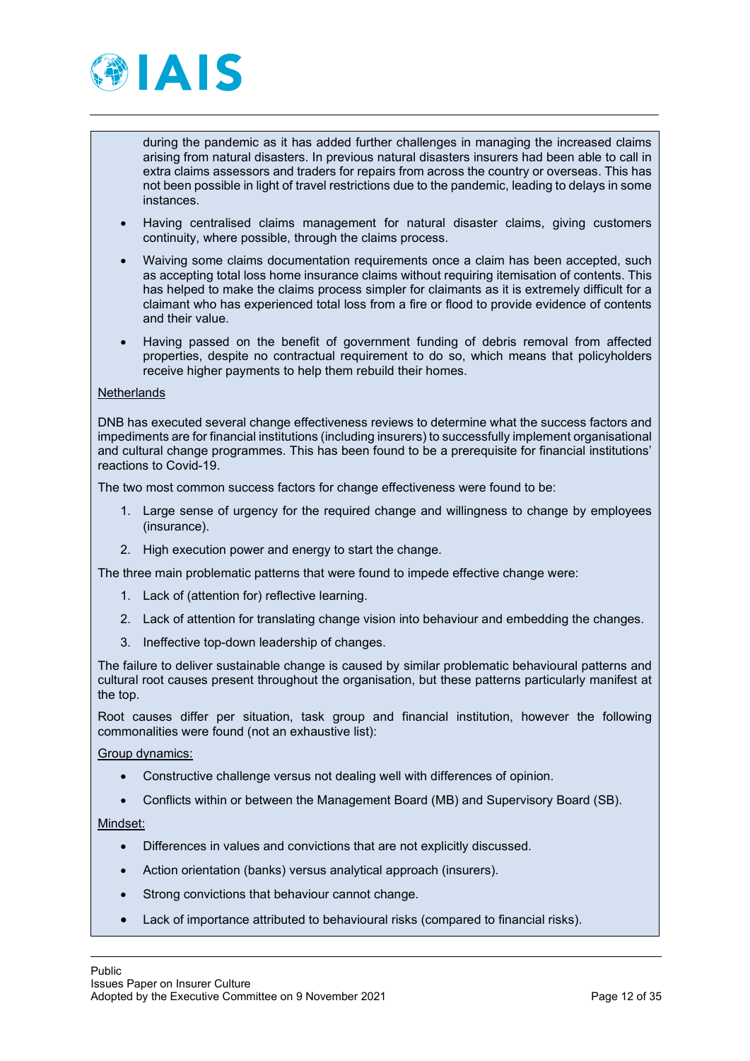during the pandemic as it has added further challenges in managing the increased claims arising from natural disasters. In previous natural disasters insurers had been able to call in extra claims assessors and traders for repairs from across the country or overseas. This has not been possible in light of travel restrictions due to the pandemic, leading to delays in some instances.

- Having centralised claims management for natural disaster claims, giving customers continuity, where possible, through the claims process.
- Waiving some claims documentation requirements once a claim has been accepted, such as accepting total loss home insurance claims without requiring itemisation of contents. This has helped to make the claims process simpler for claimants as it is extremely difficult for a claimant who has experienced total loss from a fire or flood to provide evidence of contents and their value.
- Having passed on the benefit of government funding of debris removal from affected properties, despite no contractual requirement to do so, which means that policyholders receive higher payments to help them rebuild their homes.

Netherlands

DNB has executed several change effectiveness reviews to determine what the success factors and impediments are for financial institutions (including insurers) to successfully implement organisational and cultural change programmes. This has been found to be a prerequisite for financial institutions' reactions to Covid-19.

The two most common success factors for change effectiveness were found to be:

1. Large sense of urgency for the required change and willingness to change by employees (insurance).
2. High execution power and energy to start the change.

The three main problematic patterns that were found to impede effective change were:

1. Lack of (attention for) reflective learning.
2. Lack of attention for translating change vision into behaviour and embedding the changes.
3. Ineffective top-down leadership of changes.

The failure to deliver sustainable change is caused by similar problematic behavioural patterns and cultural root causes present throughout the organisation, but these patterns particularly manifest at the top.

Root causes differ per situation, task group and financial institution, however the following commonalities were found (not an exhaustive list):

Group dynamics:

- Constructive challenge versus not dealing well with differences of opinion.
- Conflicts within or between the Management Board (MB) and Supervisory Board (SB).

Mindset:

- Differences in values and convictions that are not explicitly discussed.
- Action orientation (banks) versus analytical approach (insurers).
- Strong convictions that behaviour cannot change.
- Lack of importance attributed to behavioural risks (compared to financial risks).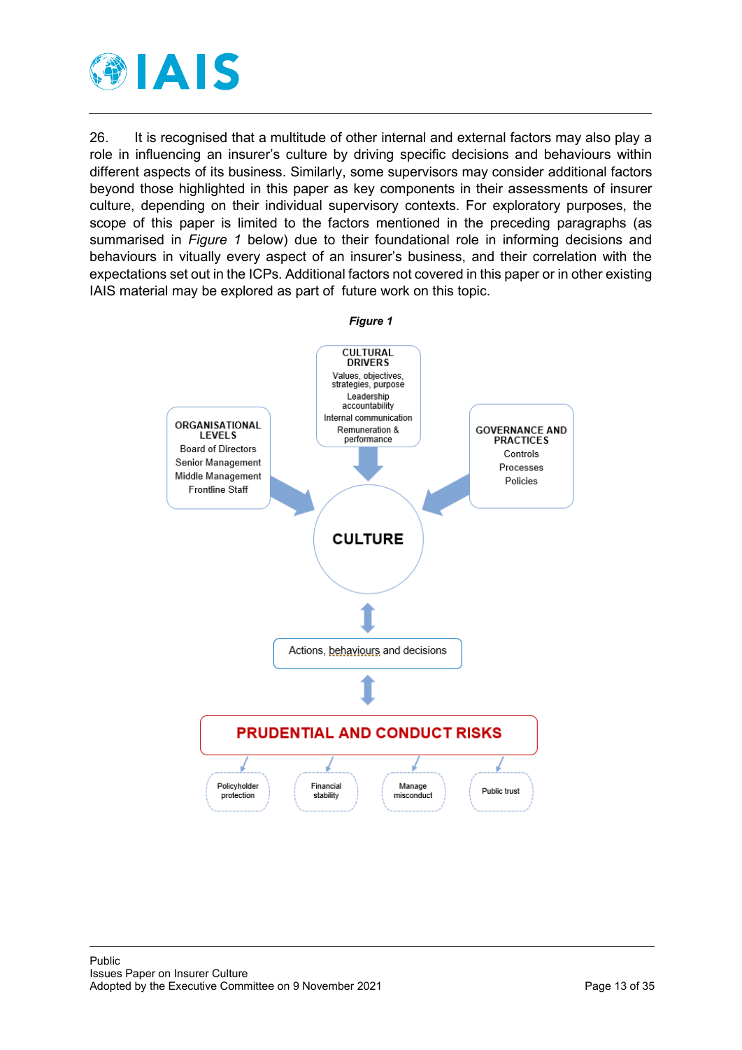26. It is recognised that a multitude of other internal and external factors may also play a role in influencing an insurer's culture by driving specific decisions and behaviours within different aspects of its business. Similarly, some supervisors may consider additional factors beyond those highlighted in this paper as key components in their assessments of insurer culture, depending on their individual supervisory contexts. For exploratory purposes, the scope of this paper is limited to the factors mentioned in the preceding paragraphs (as summarised in *Figure 1* below) due to their foundational role in informing decisions and behaviours in vitually every aspect of an insurer's business, and their correlation with the expectations set out in the ICPs. Additional factors not covered in this paper or in other existing IAIS material may be explored as part of future work on this topic.

***Figure 1***

**CULTURAL DRIVERS**
- Values, objectives, strategies, purpose
- Leadership accountability
- Internal communication
- Remuneration & performance

**ORGANISATIONAL LEVELS**
- Board of Directors
- Senior Management
- Middle Management
- Frontline Staff

**GOVERNANCE AND PRACTICES**
- Controls
- Processes
- Policies

**CULTURE**

Actions, behaviours and decisions

**PRUDENTIAL AND CONDUCT RISKS**
- Policyholder protection
- Financial stability
- Manage misconduct
- Public trust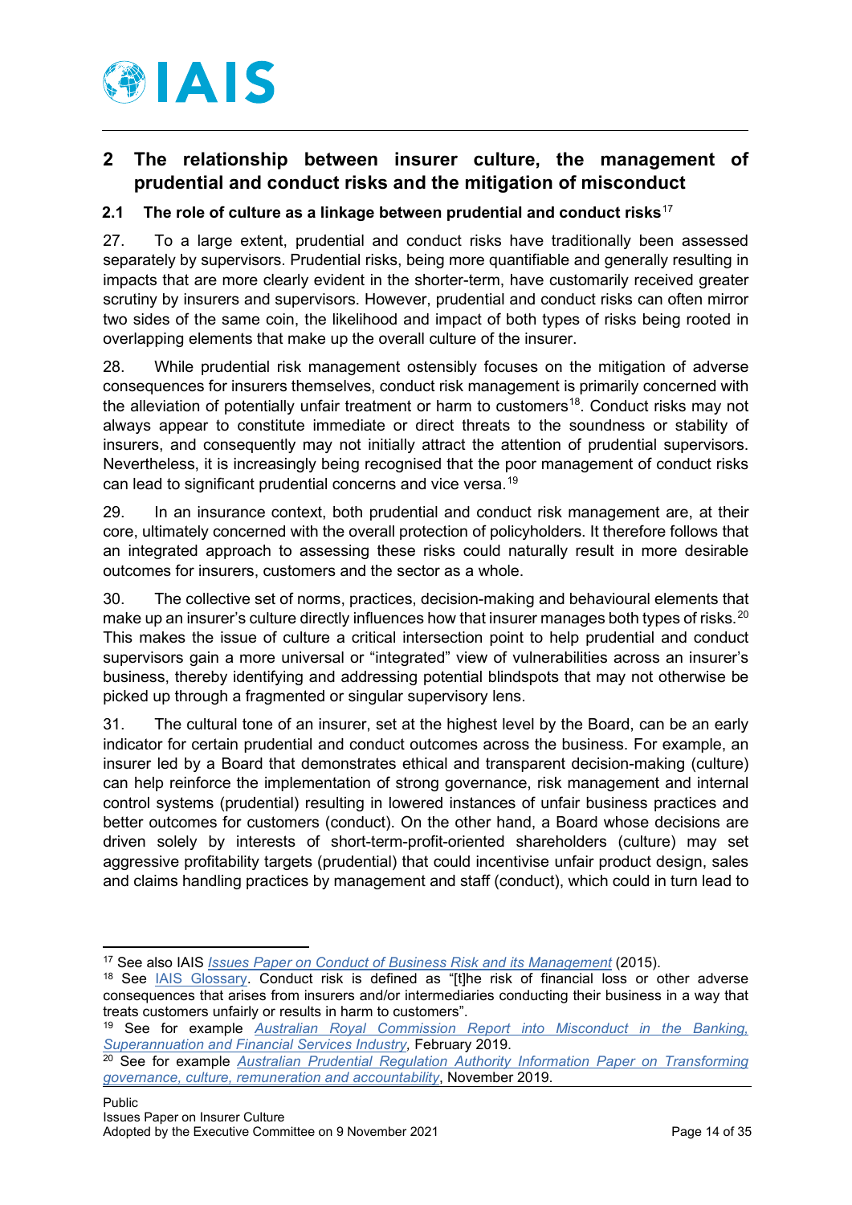## 2 The relationship between insurer culture, the management of prudential and conduct risks and the mitigation of misconduct

### 2.1 The role of culture as a linkage between prudential and conduct risks[17]

27. To a large extent, prudential and conduct risks have traditionally been assessed separately by supervisors. Prudential risks, being more quantifiable and generally resulting in impacts that are more clearly evident in the shorter-term, have customarily received greater scrutiny by insurers and supervisors. However, prudential and conduct risks can often mirror two sides of the same coin, the likelihood and impact of both types of risks being rooted in overlapping elements that make up the overall culture of the insurer.

28. While prudential risk management ostensibly focuses on the mitigation of adverse consequences for insurers themselves, conduct risk management is primarily concerned with the alleviation of potentially unfair treatment or harm to customers[18]. Conduct risks may not always appear to constitute immediate or direct threats to the soundness or stability of insurers, and consequently may not initially attract the attention of prudential supervisors. Nevertheless, it is increasingly being recognised that the poor management of conduct risks can lead to significant prudential concerns and vice versa.[19]

29. In an insurance context, both prudential and conduct risk management are, at their core, ultimately concerned with the overall protection of policyholders. It therefore follows that an integrated approach to assessing these risks could naturally result in more desirable outcomes for insurers, customers and the sector as a whole.

30. The collective set of norms, practices, decision-making and behavioural elements that make up an insurer's culture directly influences how that insurer manages both types of risks.[20] This makes the issue of culture a critical intersection point to help prudential and conduct supervisors gain a more universal or "integrated" view of vulnerabilities across an insurer's business, thereby identifying and addressing potential blindspots that may not otherwise be picked up through a fragmented or singular supervisory lens.

31. The cultural tone of an insurer, set at the highest level by the Board, can be an early indicator for certain prudential and conduct outcomes across the business. For example, an insurer led by a Board that demonstrates ethical and transparent decision-making (culture) can help reinforce the implementation of strong governance, risk management and internal control systems (prudential) resulting in lowered instances of unfair business practices and better outcomes for customers (conduct). On the other hand, a Board whose decisions are driven solely by interests of short-term-profit-oriented shareholders (culture) may set aggressive profitability targets (prudential) that could incentivise unfair product design, sales and claims handling practices by management and staff (conduct), which could in turn lead to

---

[17] See also IAIS *Issues Paper on Conduct of Business Risk and its Management* (2015).

[18] See IAIS Glossary. Conduct risk is defined as "[t]he risk of financial loss or other adverse consequences that arises from insurers and/or intermediaries conducting their business in a way that treats customers unfairly or results in harm to customers".

[19] See for example *Australian Royal Commission Report into Misconduct in the Banking, Superannuation and Financial Services Industry,* February 2019.

[20] See for example *Australian Prudential Regulation Authority Information Paper on Transforming governance, culture, remuneration and accountability*, November 2019.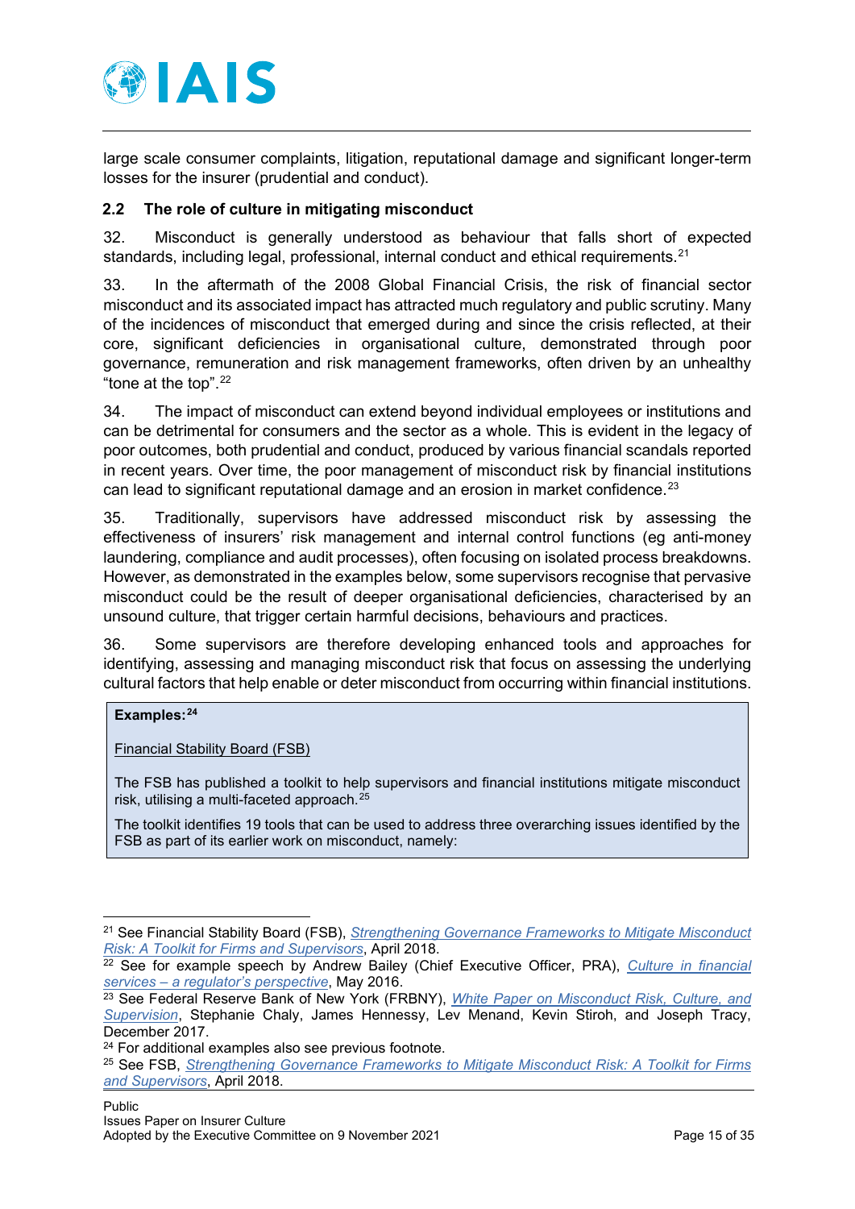large scale consumer complaints, litigation, reputational damage and significant longer-term losses for the insurer (prudential and conduct).

### 2.2 The role of culture in mitigating misconduct

32. Misconduct is generally understood as behaviour that falls short of expected standards, including legal, professional, internal conduct and ethical requirements.[21]

33. In the aftermath of the 2008 Global Financial Crisis, the risk of financial sector misconduct and its associated impact has attracted much regulatory and public scrutiny. Many of the incidences of misconduct that emerged during and since the crisis reflected, at their core, significant deficiencies in organisational culture, demonstrated through poor governance, remuneration and risk management frameworks, often driven by an unhealthy "tone at the top".[22]

34. The impact of misconduct can extend beyond individual employees or institutions and can be detrimental for consumers and the sector as a whole. This is evident in the legacy of poor outcomes, both prudential and conduct, produced by various financial scandals reported in recent years. Over time, the poor management of misconduct risk by financial institutions can lead to significant reputational damage and an erosion in market confidence.[23]

35. Traditionally, supervisors have addressed misconduct risk by assessing the effectiveness of insurers' risk management and internal control functions (eg anti-money laundering, compliance and audit processes), often focusing on isolated process breakdowns. However, as demonstrated in the examples below, some supervisors recognise that pervasive misconduct could be the result of deeper organisational deficiencies, characterised by an unsound culture, that trigger certain harmful decisions, behaviours and practices.

36. Some supervisors are therefore developing enhanced tools and approaches for identifying, assessing and managing misconduct risk that focus on assessing the underlying cultural factors that help enable or deter misconduct from occurring within financial institutions.

> **Examples:**[24]
>
> Financial Stability Board (FSB)
>
> The FSB has published a toolkit to help supervisors and financial institutions mitigate misconduct risk, utilising a multi-faceted approach.[25]
>
> The toolkit identifies 19 tools that can be used to address three overarching issues identified by the FSB as part of its earlier work on misconduct, namely:

---

[21] See Financial Stability Board (FSB), *Strengthening Governance Frameworks to Mitigate Misconduct Risk: A Toolkit for Firms and Supervisors*, April 2018.

[22] See for example speech by Andrew Bailey (Chief Executive Officer, PRA), *Culture in financial services – a regulator's perspective*, May 2016.

[23] See Federal Reserve Bank of New York (FRBNY), *White Paper on Misconduct Risk, Culture, and Supervision*, Stephanie Chaly, James Hennessy, Lev Menand, Kevin Stiroh, and Joseph Tracy, December 2017.

[24] For additional examples also see previous footnote.

[25] See FSB, *Strengthening Governance Frameworks to Mitigate Misconduct Risk: A Toolkit for Firms and Supervisors*, April 2018.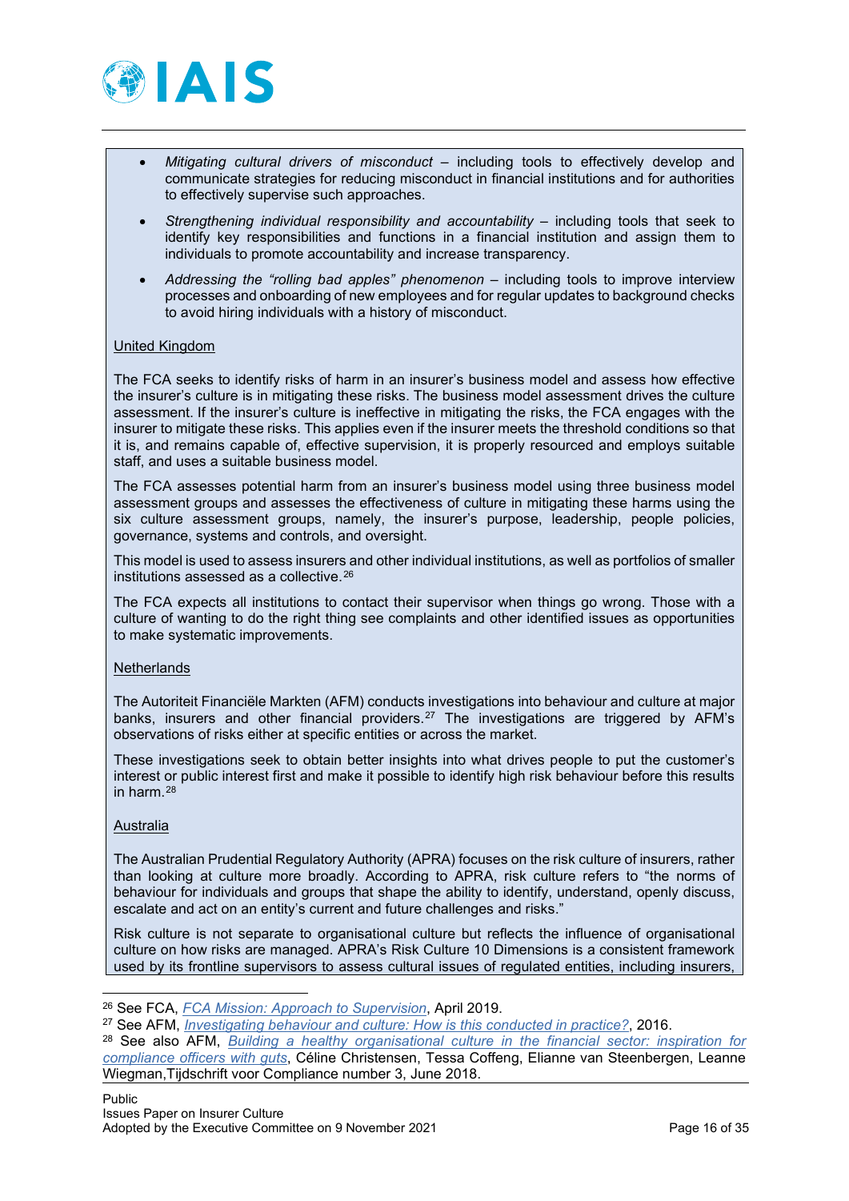- *Mitigating cultural drivers of misconduct* – including tools to effectively develop and communicate strategies for reducing misconduct in financial institutions and for authorities to effectively supervise such approaches.
- *Strengthening individual responsibility and accountability* – including tools that seek to identify key responsibilities and functions in a financial institution and assign them to individuals to promote accountability and increase transparency.
- *Addressing the "rolling bad apples" phenomenon* – including tools to improve interview processes and onboarding of new employees and for regular updates to background checks to avoid hiring individuals with a history of misconduct.

United Kingdom

The FCA seeks to identify risks of harm in an insurer's business model and assess how effective the insurer's culture is in mitigating these risks. The business model assessment drives the culture assessment. If the insurer's culture is ineffective in mitigating the risks, the FCA engages with the insurer to mitigate these risks. This applies even if the insurer meets the threshold conditions so that it is, and remains capable of, effective supervision, it is properly resourced and employs suitable staff, and uses a suitable business model.

The FCA assesses potential harm from an insurer's business model using three business model assessment groups and assesses the effectiveness of culture in mitigating these harms using the six culture assessment groups, namely, the insurer's purpose, leadership, people policies, governance, systems and controls, and oversight.

This model is used to assess insurers and other individual institutions, as well as portfolios of smaller institutions assessed as a collective.[26]

The FCA expects all institutions to contact their supervisor when things go wrong. Those with a culture of wanting to do the right thing see complaints and other identified issues as opportunities to make systematic improvements.

Netherlands

The Autoriteit Financiële Markten (AFM) conducts investigations into behaviour and culture at major banks, insurers and other financial providers.[27] The investigations are triggered by AFM's observations of risks either at specific entities or across the market.

These investigations seek to obtain better insights into what drives people to put the customer's interest or public interest first and make it possible to identify high risk behaviour before this results in harm.[28]

Australia

The Australian Prudential Regulatory Authority (APRA) focuses on the risk culture of insurers, rather than looking at culture more broadly. According to APRA, risk culture refers to "the norms of behaviour for individuals and groups that shape the ability to identify, understand, openly discuss, escalate and act on an entity's current and future challenges and risks."

Risk culture is not separate to organisational culture but reflects the influence of organisational culture on how risks are managed. APRA's Risk Culture 10 Dimensions is a consistent framework used by its frontline supervisors to assess cultural issues of regulated entities, including insurers,

---

[26] See FCA, *FCA Mission: Approach to Supervision*, April 2019.

[27] See AFM, *Investigating behaviour and culture: How is this conducted in practice?*, 2016.

[28] See also AFM, *Building a healthy organisational culture in the financial sector: inspiration for compliance officers with guts*, Céline Christensen, Tessa Coffeng, Elianne van Steenbergen, Leanne Wiegman,Tijdschrift voor Compliance number 3, June 2018.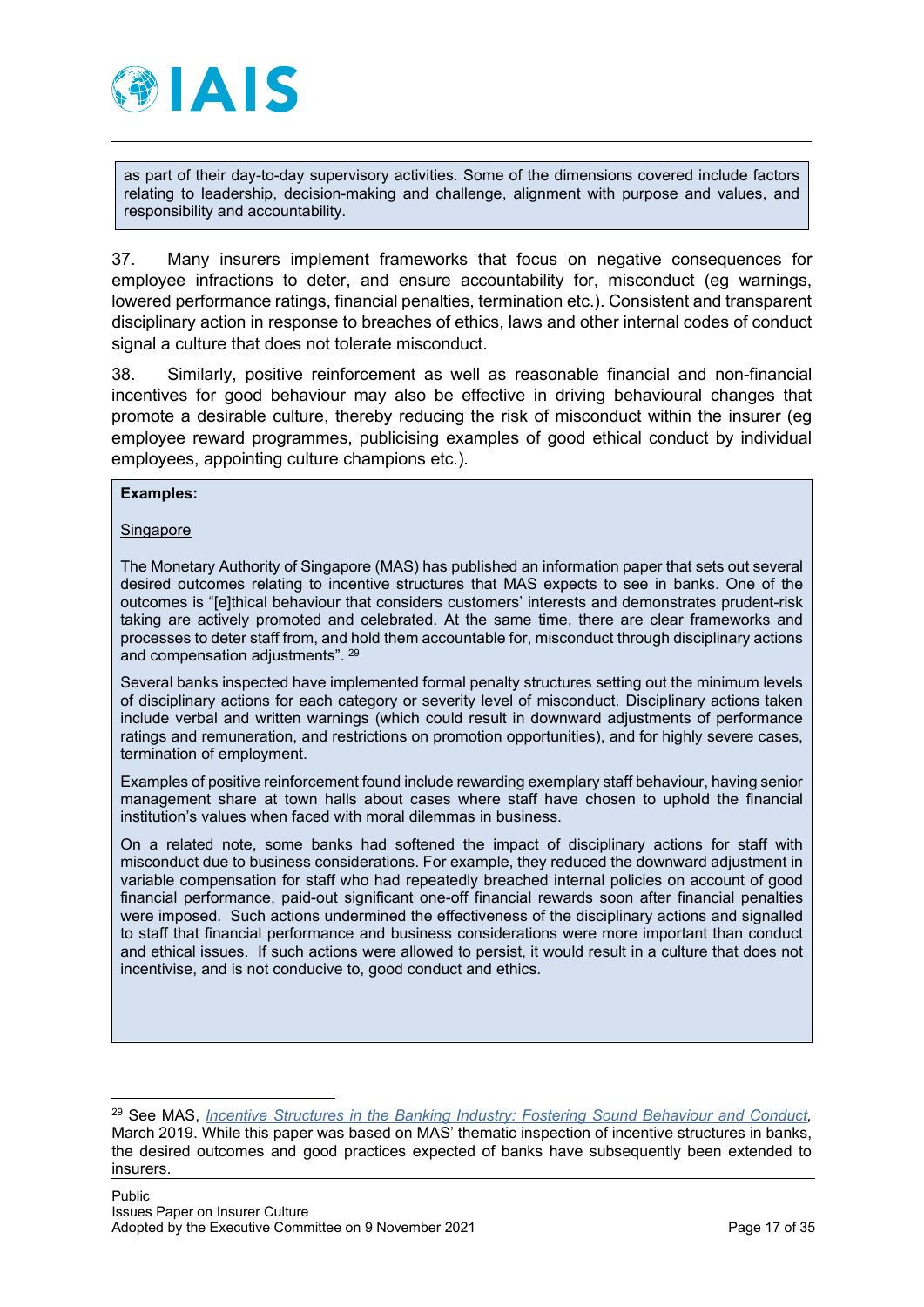as part of their day-to-day supervisory activities. Some of the dimensions covered include factors relating to leadership, decision-making and challenge, alignment with purpose and values, and responsibility and accountability.

37. Many insurers implement frameworks that focus on negative consequences for employee infractions to deter, and ensure accountability for, misconduct (eg warnings, lowered performance ratings, financial penalties, termination etc.). Consistent and transparent disciplinary action in response to breaches of ethics, laws and other internal codes of conduct signal a culture that does not tolerate misconduct.

38. Similarly, positive reinforcement as well as reasonable financial and non-financial incentives for good behaviour may also be effective in driving behavioural changes that promote a desirable culture, thereby reducing the risk of misconduct within the insurer (eg employee reward programmes, publicising examples of good ethical conduct by individual employees, appointing culture champions etc.).

**Examples:**

Singapore

The Monetary Authority of Singapore (MAS) has published an information paper that sets out several desired outcomes relating to incentive structures that MAS expects to see in banks. One of the outcomes is "[e]thical behaviour that considers customers' interests and demonstrates prudent-risk taking are actively promoted and celebrated. At the same time, there are clear frameworks and processes to deter staff from, and hold them accountable for, misconduct through disciplinary actions and compensation adjustments". [29]

Several banks inspected have implemented formal penalty structures setting out the minimum levels of disciplinary actions for each category or severity level of misconduct. Disciplinary actions taken include verbal and written warnings (which could result in downward adjustments of performance ratings and remuneration, and restrictions on promotion opportunities), and for highly severe cases, termination of employment.

Examples of positive reinforcement found include rewarding exemplary staff behaviour, having senior management share at town halls about cases where staff have chosen to uphold the financial institution's values when faced with moral dilemmas in business.

On a related note, some banks had softened the impact of disciplinary actions for staff with misconduct due to business considerations. For example, they reduced the downward adjustment in variable compensation for staff who had repeatedly breached internal policies on account of good financial performance, paid-out significant one-off financial rewards soon after financial penalties were imposed. Such actions undermined the effectiveness of the disciplinary actions and signalled to staff that financial performance and business considerations were more important than conduct and ethical issues. If such actions were allowed to persist, it would result in a culture that does not incentivise, and is not conducive to, good conduct and ethics.

---

[29] See MAS, *Incentive Structures in the Banking Industry: Fostering Sound Behaviour and Conduct*, March 2019. While this paper was based on MAS' thematic inspection of incentive structures in banks, the desired outcomes and good practices expected of banks have subsequently been extended to insurers.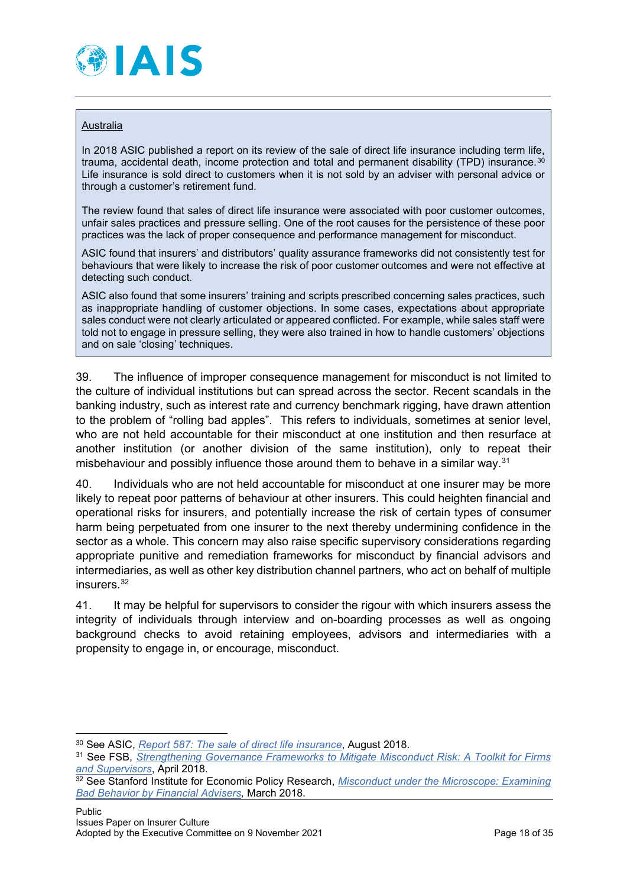Australia

In 2018 ASIC published a report on its review of the sale of direct life insurance including term life, trauma, accidental death, income protection and total and permanent disability (TPD) insurance.[30] Life insurance is sold direct to customers when it is not sold by an adviser with personal advice or through a customer's retirement fund.

The review found that sales of direct life insurance were associated with poor customer outcomes, unfair sales practices and pressure selling. One of the root causes for the persistence of these poor practices was the lack of proper consequence and performance management for misconduct.

ASIC found that insurers' and distributors' quality assurance frameworks did not consistently test for behaviours that were likely to increase the risk of poor customer outcomes and were not effective at detecting such conduct.

ASIC also found that some insurers' training and scripts prescribed concerning sales practices, such as inappropriate handling of customer objections. In some cases, expectations about appropriate sales conduct were not clearly articulated or appeared conflicted. For example, while sales staff were told not to engage in pressure selling, they were also trained in how to handle customers' objections and on sale 'closing' techniques.

39. The influence of improper consequence management for misconduct is not limited to the culture of individual institutions but can spread across the sector. Recent scandals in the banking industry, such as interest rate and currency benchmark rigging, have drawn attention to the problem of "rolling bad apples". This refers to individuals, sometimes at senior level, who are not held accountable for their misconduct at one institution and then resurface at another institution (or another division of the same institution), only to repeat their misbehaviour and possibly influence those around them to behave in a similar way.[31]

40. Individuals who are not held accountable for misconduct at one insurer may be more likely to repeat poor patterns of behaviour at other insurers. This could heighten financial and operational risks for insurers, and potentially increase the risk of certain types of consumer harm being perpetuated from one insurer to the next thereby undermining confidence in the sector as a whole. This concern may also raise specific supervisory considerations regarding appropriate punitive and remediation frameworks for misconduct by financial advisors and intermediaries, as well as other key distribution channel partners, who act on behalf of multiple insurers.[32]

41. It may be helpful for supervisors to consider the rigour with which insurers assess the integrity of individuals through interview and on-boarding processes as well as ongoing background checks to avoid retaining employees, advisors and intermediaries with a propensity to engage in, or encourage, misconduct.

---

[30] See ASIC, *Report 587: The sale of direct life insurance*, August 2018.

[31] See FSB, *Strengthening Governance Frameworks to Mitigate Misconduct Risk: A Toolkit for Firms and Supervisors*, April 2018.

[32] See Stanford Institute for Economic Policy Research, *Misconduct under the Microscope: Examining Bad Behavior by Financial Advisers*, March 2018.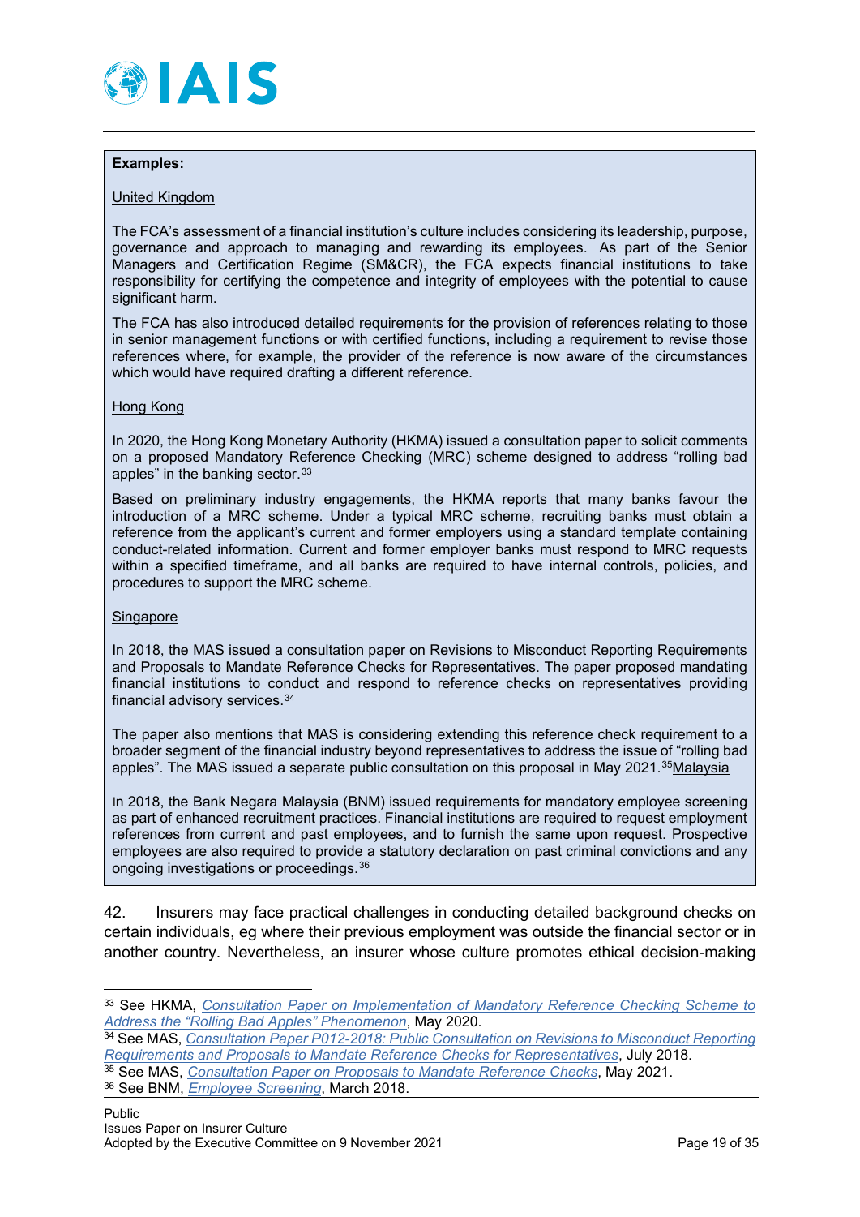**Examples:**

United Kingdom

The FCA's assessment of a financial institution's culture includes considering its leadership, purpose, governance and approach to managing and rewarding its employees. As part of the Senior Managers and Certification Regime (SM&CR), the FCA expects financial institutions to take responsibility for certifying the competence and integrity of employees with the potential to cause significant harm.

The FCA has also introduced detailed requirements for the provision of references relating to those in senior management functions or with certified functions, including a requirement to revise those references where, for example, the provider of the reference is now aware of the circumstances which would have required drafting a different reference.

Hong Kong

In 2020, the Hong Kong Monetary Authority (HKMA) issued a consultation paper to solicit comments on a proposed Mandatory Reference Checking (MRC) scheme designed to address "rolling bad apples" in the banking sector.[33]

Based on preliminary industry engagements, the HKMA reports that many banks favour the introduction of a MRC scheme. Under a typical MRC scheme, recruiting banks must obtain a reference from the applicant's current and former employers using a standard template containing conduct-related information. Current and former employer banks must respond to MRC requests within a specified timeframe, and all banks are required to have internal controls, policies, and procedures to support the MRC scheme.

Singapore

In 2018, the MAS issued a consultation paper on Revisions to Misconduct Reporting Requirements and Proposals to Mandate Reference Checks for Representatives. The paper proposed mandating financial institutions to conduct and respond to reference checks on representatives providing financial advisory services.[34]

The paper also mentions that MAS is considering extending this reference check requirement to a broader segment of the financial industry beyond representatives to address the issue of "rolling bad apples". The MAS issued a separate public consultation on this proposal in May 2021.[35]

Malaysia

In 2018, the Bank Negara Malaysia (BNM) issued requirements for mandatory employee screening as part of enhanced recruitment practices. Financial institutions are required to request employment references from current and past employees, and to furnish the same upon request. Prospective employees are also required to provide a statutory declaration on past criminal convictions and any ongoing investigations or proceedings.[36]

42. Insurers may face practical challenges in conducting detailed background checks on certain individuals, eg where their previous employment was outside the financial sector or in another country. Nevertheless, an insurer whose culture promotes ethical decision-making

[33] See HKMA, *Consultation Paper on Implementation of Mandatory Reference Checking Scheme to Address the "Rolling Bad Apples" Phenomenon*, May 2020.

[34] See MAS, *Consultation Paper P012-2018: Public Consultation on Revisions to Misconduct Reporting Requirements and Proposals to Mandate Reference Checks for Representatives*, July 2018.

[35] See MAS, *Consultation Paper on Proposals to Mandate Reference Checks*, May 2021.

[36] See BNM, *Employee Screening*, March 2018.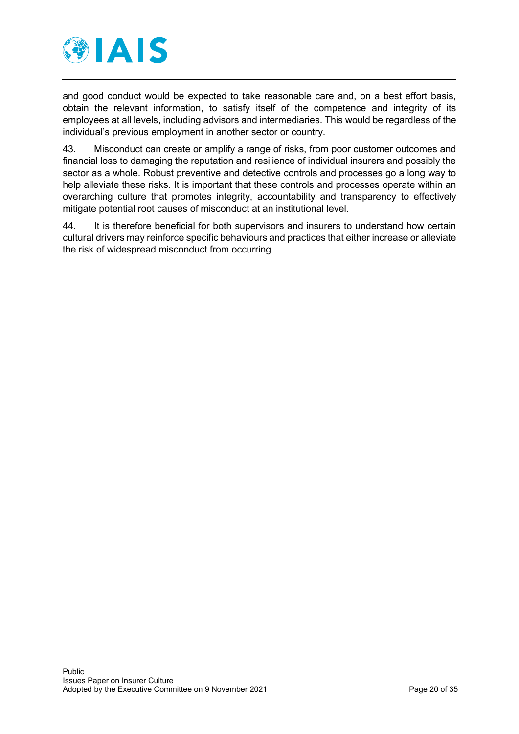and good conduct would be expected to take reasonable care and, on a best effort basis, obtain the relevant information, to satisfy itself of the competence and integrity of its employees at all levels, including advisors and intermediaries. This would be regardless of the individual's previous employment in another sector or country.

43. Misconduct can create or amplify a range of risks, from poor customer outcomes and financial loss to damaging the reputation and resilience of individual insurers and possibly the sector as a whole. Robust preventive and detective controls and processes go a long way to help alleviate these risks. It is important that these controls and processes operate within an overarching culture that promotes integrity, accountability and transparency to effectively mitigate potential root causes of misconduct at an institutional level.

44. It is therefore beneficial for both supervisors and insurers to understand how certain cultural drivers may reinforce specific behaviours and practices that either increase or alleviate the risk of widespread misconduct from occurring.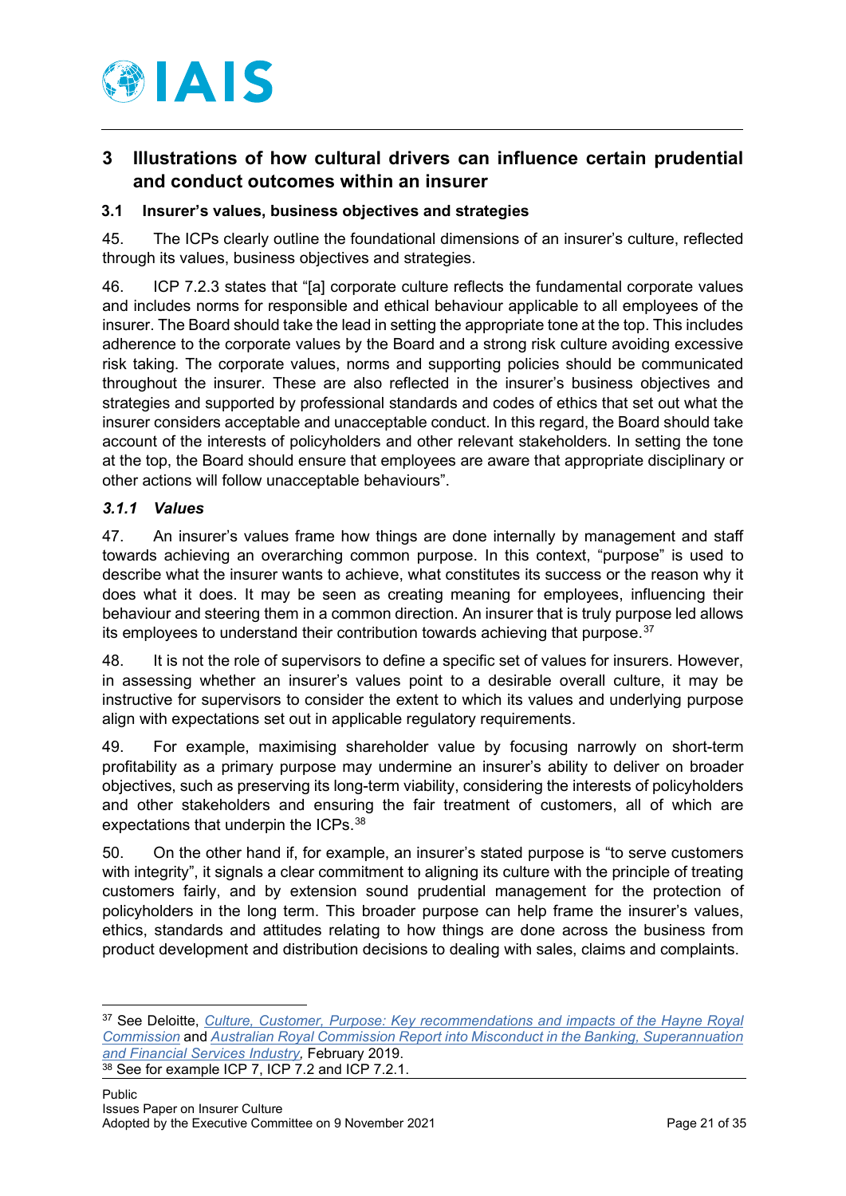## 3 Illustrations of how cultural drivers can influence certain prudential and conduct outcomes within an insurer

### 3.1 Insurer's values, business objectives and strategies

45. The ICPs clearly outline the foundational dimensions of an insurer's culture, reflected through its values, business objectives and strategies.

46. ICP 7.2.3 states that "[a] corporate culture reflects the fundamental corporate values and includes norms for responsible and ethical behaviour applicable to all employees of the insurer. The Board should take the lead in setting the appropriate tone at the top. This includes adherence to the corporate values by the Board and a strong risk culture avoiding excessive risk taking. The corporate values, norms and supporting policies should be communicated throughout the insurer. These are also reflected in the insurer's business objectives and strategies and supported by professional standards and codes of ethics that set out what the insurer considers acceptable and unacceptable conduct. In this regard, the Board should take account of the interests of policyholders and other relevant stakeholders. In setting the tone at the top, the Board should ensure that employees are aware that appropriate disciplinary or other actions will follow unacceptable behaviours".

#### *3.1.1 Values*

47. An insurer's values frame how things are done internally by management and staff towards achieving an overarching common purpose. In this context, "purpose" is used to describe what the insurer wants to achieve, what constitutes its success or the reason why it does what it does. It may be seen as creating meaning for employees, influencing their behaviour and steering them in a common direction. An insurer that is truly purpose led allows its employees to understand their contribution towards achieving that purpose.[37]

48. It is not the role of supervisors to define a specific set of values for insurers. However, in assessing whether an insurer's values point to a desirable overall culture, it may be instructive for supervisors to consider the extent to which its values and underlying purpose align with expectations set out in applicable regulatory requirements.

49. For example, maximising shareholder value by focusing narrowly on short-term profitability as a primary purpose may undermine an insurer's ability to deliver on broader objectives, such as preserving its long-term viability, considering the interests of policyholders and other stakeholders and ensuring the fair treatment of customers, all of which are expectations that underpin the ICPs.[38]

50. On the other hand if, for example, an insurer's stated purpose is "to serve customers with integrity", it signals a clear commitment to aligning its culture with the principle of treating customers fairly, and by extension sound prudential management for the protection of policyholders in the long term. This broader purpose can help frame the insurer's values, ethics, standards and attitudes relating to how things are done across the business from product development and distribution decisions to dealing with sales, claims and complaints.

---

[37] See Deloitte, *Culture, Customer, Purpose: Key recommendations and impacts of the Hayne Royal Commission* and *Australian Royal Commission Report into Misconduct in the Banking, Superannuation and Financial Services Industry*, February 2019.

[38] See for example ICP 7, ICP 7.2 and ICP 7.2.1.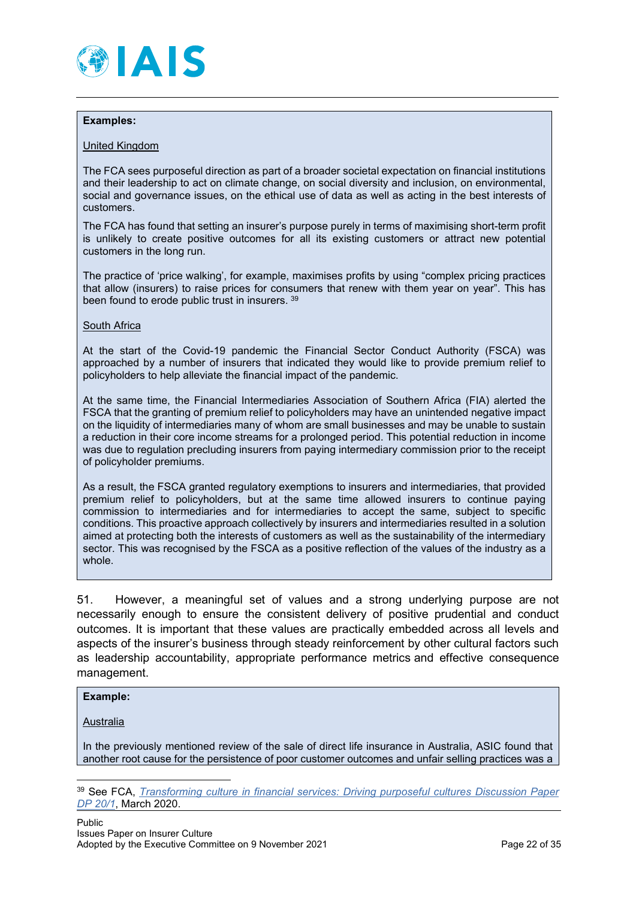**Examples:**

United Kingdom

The FCA sees purposeful direction as part of a broader societal expectation on financial institutions and their leadership to act on climate change, on social diversity and inclusion, on environmental, social and governance issues, on the ethical use of data as well as acting in the best interests of customers.

The FCA has found that setting an insurer's purpose purely in terms of maximising short-term profit is unlikely to create positive outcomes for all its existing customers or attract new potential customers in the long run.

The practice of 'price walking', for example, maximises profits by using "complex pricing practices that allow (insurers) to raise prices for consumers that renew with them year on year". This has been found to erode public trust in insurers. [39]

South Africa

At the start of the Covid-19 pandemic the Financial Sector Conduct Authority (FSCA) was approached by a number of insurers that indicated they would like to provide premium relief to policyholders to help alleviate the financial impact of the pandemic.

At the same time, the Financial Intermediaries Association of Southern Africa (FIA) alerted the FSCA that the granting of premium relief to policyholders may have an unintended negative impact on the liquidity of intermediaries many of whom are small businesses and may be unable to sustain a reduction in their core income streams for a prolonged period. This potential reduction in income was due to regulation precluding insurers from paying intermediary commission prior to the receipt of policyholder premiums.

As a result, the FSCA granted regulatory exemptions to insurers and intermediaries, that provided premium relief to policyholders, but at the same time allowed insurers to continue paying commission to intermediaries and for intermediaries to accept the same, subject to specific conditions. This proactive approach collectively by insurers and intermediaries resulted in a solution aimed at protecting both the interests of customers as well as the sustainability of the intermediary sector. This was recognised by the FSCA as a positive reflection of the values of the industry as a whole.

51. However, a meaningful set of values and a strong underlying purpose are not necessarily enough to ensure the consistent delivery of positive prudential and conduct outcomes. It is important that these values are practically embedded across all levels and aspects of the insurer's business through steady reinforcement by other cultural factors such as leadership accountability, appropriate performance metrics and effective consequence management.

**Example:**

Australia

In the previously mentioned review of the sale of direct life insurance in Australia, ASIC found that another root cause for the persistence of poor customer outcomes and unfair selling practices was a

---

[39] See FCA, *Transforming culture in financial services: Driving purposeful cultures Discussion Paper DP 20/1*, March 2020.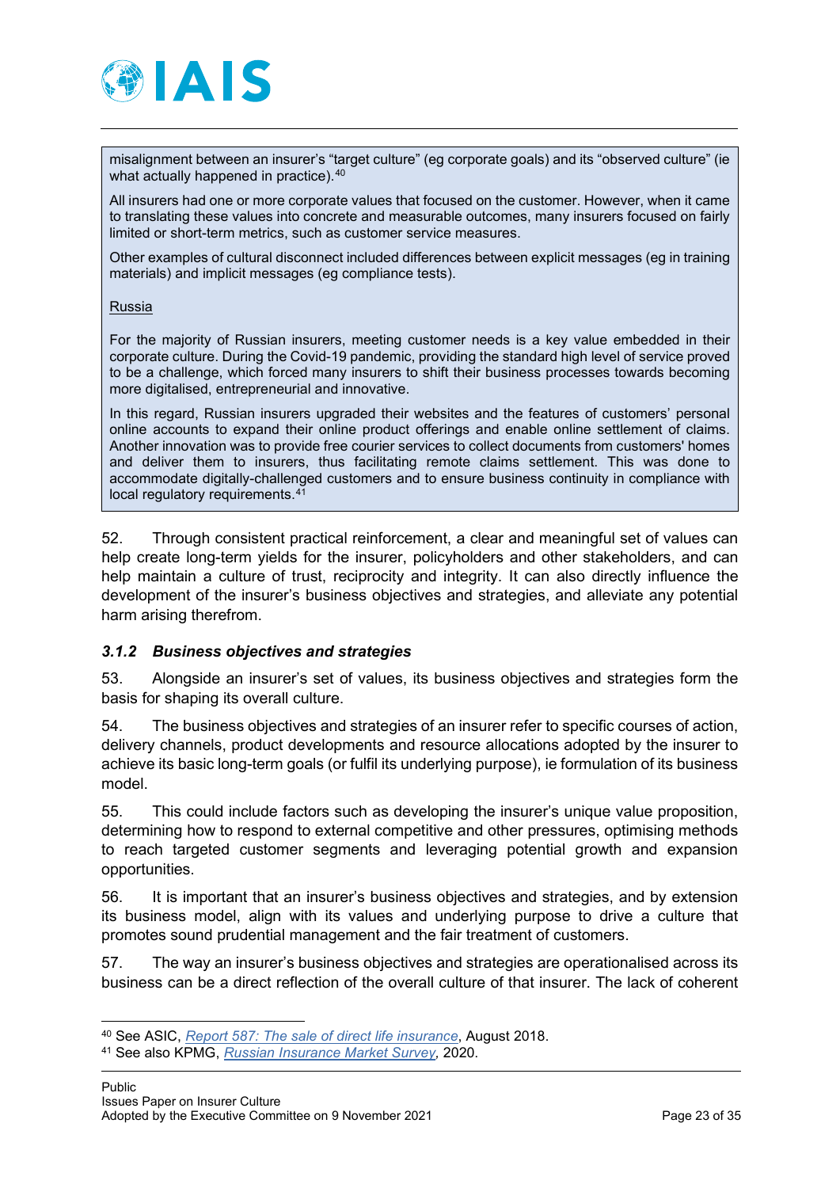misalignment between an insurer's "target culture" (eg corporate goals) and its "observed culture" (ie what actually happened in practice).[40]

All insurers had one or more corporate values that focused on the customer. However, when it came to translating these values into concrete and measurable outcomes, many insurers focused on fairly limited or short-term metrics, such as customer service measures.

Other examples of cultural disconnect included differences between explicit messages (eg in training materials) and implicit messages (eg compliance tests).

Russia

For the majority of Russian insurers, meeting customer needs is a key value embedded in their corporate culture. During the Covid-19 pandemic, providing the standard high level of service proved to be a challenge, which forced many insurers to shift their business processes towards becoming more digitalised, entrepreneurial and innovative.

In this regard, Russian insurers upgraded their websites and the features of customers' personal online accounts to expand their online product offerings and enable online settlement of claims. Another innovation was to provide free courier services to collect documents from customers' homes and deliver them to insurers, thus facilitating remote claims settlement. This was done to accommodate digitally-challenged customers and to ensure business continuity in compliance with local regulatory requirements.[41]

52. Through consistent practical reinforcement, a clear and meaningful set of values can help create long-term yields for the insurer, policyholders and other stakeholders, and can help maintain a culture of trust, reciprocity and integrity. It can also directly influence the development of the insurer's business objectives and strategies, and alleviate any potential harm arising therefrom.

### *3.1.2 Business objectives and strategies*

53. Alongside an insurer's set of values, its business objectives and strategies form the basis for shaping its overall culture.

54. The business objectives and strategies of an insurer refer to specific courses of action, delivery channels, product developments and resource allocations adopted by the insurer to achieve its basic long-term goals (or fulfil its underlying purpose), ie formulation of its business model.

55. This could include factors such as developing the insurer's unique value proposition, determining how to respond to external competitive and other pressures, optimising methods to reach targeted customer segments and leveraging potential growth and expansion opportunities.

56. It is important that an insurer's business objectives and strategies, and by extension its business model, align with its values and underlying purpose to drive a culture that promotes sound prudential management and the fair treatment of customers.

57. The way an insurer's business objectives and strategies are operationalised across its business can be a direct reflection of the overall culture of that insurer. The lack of coherent

---

[40] See ASIC, *Report 587: The sale of direct life insurance*, August 2018.

[41] See also KPMG, *Russian Insurance Market Survey*, 2020.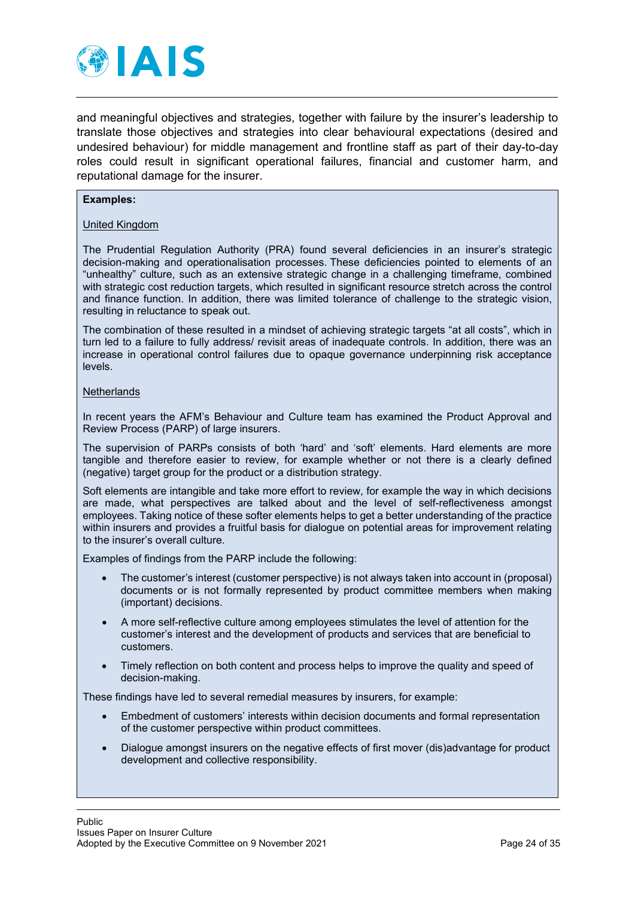and meaningful objectives and strategies, together with failure by the insurer's leadership to translate those objectives and strategies into clear behavioural expectations (desired and undesired behaviour) for middle management and frontline staff as part of their day-to-day roles could result in significant operational failures, financial and customer harm, and reputational damage for the insurer.

**Examples:**

United Kingdom

The Prudential Regulation Authority (PRA) found several deficiencies in an insurer's strategic decision-making and operationalisation processes. These deficiencies pointed to elements of an "unhealthy" culture, such as an extensive strategic change in a challenging timeframe, combined with strategic cost reduction targets, which resulted in significant resource stretch across the control and finance function. In addition, there was limited tolerance of challenge to the strategic vision, resulting in reluctance to speak out.

The combination of these resulted in a mindset of achieving strategic targets "at all costs", which in turn led to a failure to fully address/ revisit areas of inadequate controls. In addition, there was an increase in operational control failures due to opaque governance underpinning risk acceptance levels.

Netherlands

In recent years the AFM's Behaviour and Culture team has examined the Product Approval and Review Process (PARP) of large insurers.

The supervision of PARPs consists of both 'hard' and 'soft' elements. Hard elements are more tangible and therefore easier to review, for example whether or not there is a clearly defined (negative) target group for the product or a distribution strategy.

Soft elements are intangible and take more effort to review, for example the way in which decisions are made, what perspectives are talked about and the level of self-reflectiveness amongst employees. Taking notice of these softer elements helps to get a better understanding of the practice within insurers and provides a fruitful basis for dialogue on potential areas for improvement relating to the insurer's overall culture.

Examples of findings from the PARP include the following:

- The customer's interest (customer perspective) is not always taken into account in (proposal) documents or is not formally represented by product committee members when making (important) decisions.
- A more self-reflective culture among employees stimulates the level of attention for the customer's interest and the development of products and services that are beneficial to customers.
- Timely reflection on both content and process helps to improve the quality and speed of decision-making.

These findings have led to several remedial measures by insurers, for example:

- Embedment of customers' interests within decision documents and formal representation of the customer perspective within product committees.
- Dialogue amongst insurers on the negative effects of first mover (dis)advantage for product development and collective responsibility.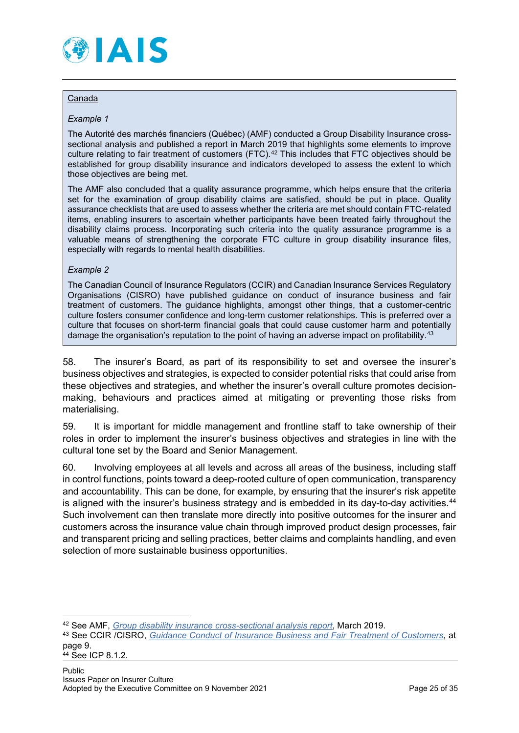Canada

*Example 1*

The Autorité des marchés financiers (Québec) (AMF) conducted a Group Disability Insurance cross-sectional analysis and published a report in March 2019 that highlights some elements to improve culture relating to fair treatment of customers (FTC).[42] This includes that FTC objectives should be established for group disability insurance and indicators developed to assess the extent to which those objectives are being met.

The AMF also concluded that a quality assurance programme, which helps ensure that the criteria set for the examination of group disability claims are satisfied, should be put in place. Quality assurance checklists that are used to assess whether the criteria are met should contain FTC-related items, enabling insurers to ascertain whether participants have been treated fairly throughout the disability claims process. Incorporating such criteria into the quality assurance programme is a valuable means of strengthening the corporate FTC culture in group disability insurance files, especially with regards to mental health disabilities.

*Example 2*

The Canadian Council of Insurance Regulators (CCIR) and Canadian Insurance Services Regulatory Organisations (CISRO) have published guidance on conduct of insurance business and fair treatment of customers. The guidance highlights, amongst other things, that a customer-centric culture fosters consumer confidence and long-term customer relationships. This is preferred over a culture that focuses on short-term financial goals that could cause customer harm and potentially damage the organisation's reputation to the point of having an adverse impact on profitability.[43]

58. The insurer's Board, as part of its responsibility to set and oversee the insurer's business objectives and strategies, is expected to consider potential risks that could arise from these objectives and strategies, and whether the insurer's overall culture promotes decision-making, behaviours and practices aimed at mitigating or preventing those risks from materialising.

59. It is important for middle management and frontline staff to take ownership of their roles in order to implement the insurer's business objectives and strategies in line with the cultural tone set by the Board and Senior Management.

60. Involving employees at all levels and across all areas of the business, including staff in control functions, points toward a deep-rooted culture of open communication, transparency and accountability. This can be done, for example, by ensuring that the insurer's risk appetite is aligned with the insurer's business strategy and is embedded in its day-to-day activities.[44] Such involvement can then translate more directly into positive outcomes for the insurer and customers across the insurance value chain through improved product design processes, fair and transparent pricing and selling practices, better claims and complaints handling, and even selection of more sustainable business opportunities.

---

[42] See AMF, *Group disability insurance cross-sectional analysis report*, March 2019.

[43] See CCIR /CISRO, *Guidance Conduct of Insurance Business and Fair Treatment of Customers*, at page 9.

[44] See ICP 8.1.2.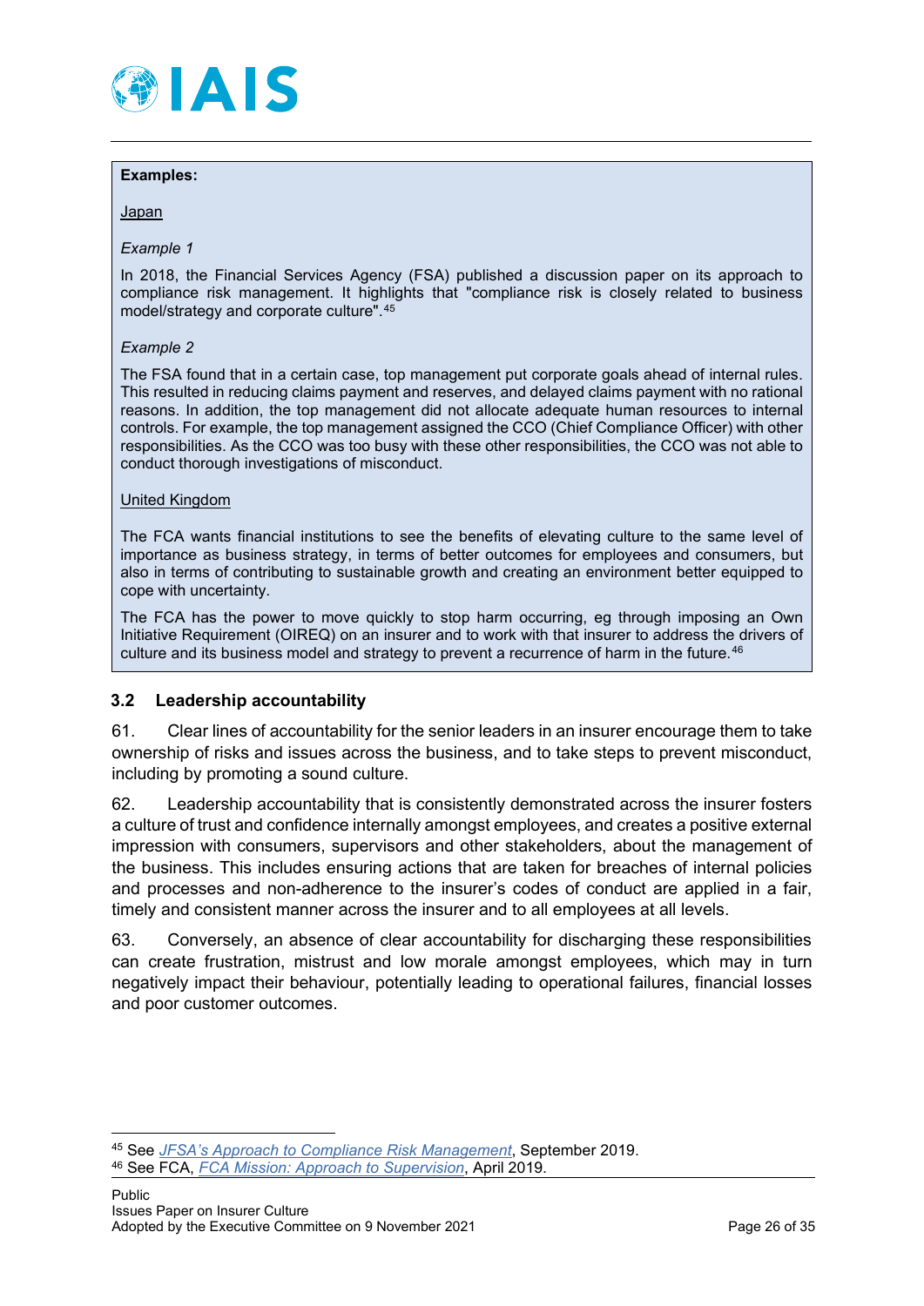**Examples:**

Japan

*Example 1*

In 2018, the Financial Services Agency (FSA) published a discussion paper on its approach to compliance risk management. It highlights that "compliance risk is closely related to business model/strategy and corporate culture".[45]

*Example 2*

The FSA found that in a certain case, top management put corporate goals ahead of internal rules. This resulted in reducing claims payment and reserves, and delayed claims payment with no rational reasons. In addition, the top management did not allocate adequate human resources to internal controls. For example, the top management assigned the CCO (Chief Compliance Officer) with other responsibilities. As the CCO was too busy with these other responsibilities, the CCO was not able to conduct thorough investigations of misconduct.

United Kingdom

The FCA wants financial institutions to see the benefits of elevating culture to the same level of importance as business strategy, in terms of better outcomes for employees and consumers, but also in terms of contributing to sustainable growth and creating an environment better equipped to cope with uncertainty.

The FCA has the power to move quickly to stop harm occurring, eg through imposing an Own Initiative Requirement (OIREQ) on an insurer and to work with that insurer to address the drivers of culture and its business model and strategy to prevent a recurrence of harm in the future.[46]

### 3.2 Leadership accountability

61. Clear lines of accountability for the senior leaders in an insurer encourage them to take ownership of risks and issues across the business, and to take steps to prevent misconduct, including by promoting a sound culture.

62. Leadership accountability that is consistently demonstrated across the insurer fosters a culture of trust and confidence internally amongst employees, and creates a positive external impression with consumers, supervisors and other stakeholders, about the management of the business. This includes ensuring actions that are taken for breaches of internal policies and processes and non-adherence to the insurer's codes of conduct are applied in a fair, timely and consistent manner across the insurer and to all employees at all levels.

63. Conversely, an absence of clear accountability for discharging these responsibilities can create frustration, mistrust and low morale amongst employees, which may in turn negatively impact their behaviour, potentially leading to operational failures, financial losses and poor customer outcomes.

---

[45] See *JFSA's Approach to Compliance Risk Management*, September 2019.

[46] See FCA, *FCA Mission: Approach to Supervision*, April 2019.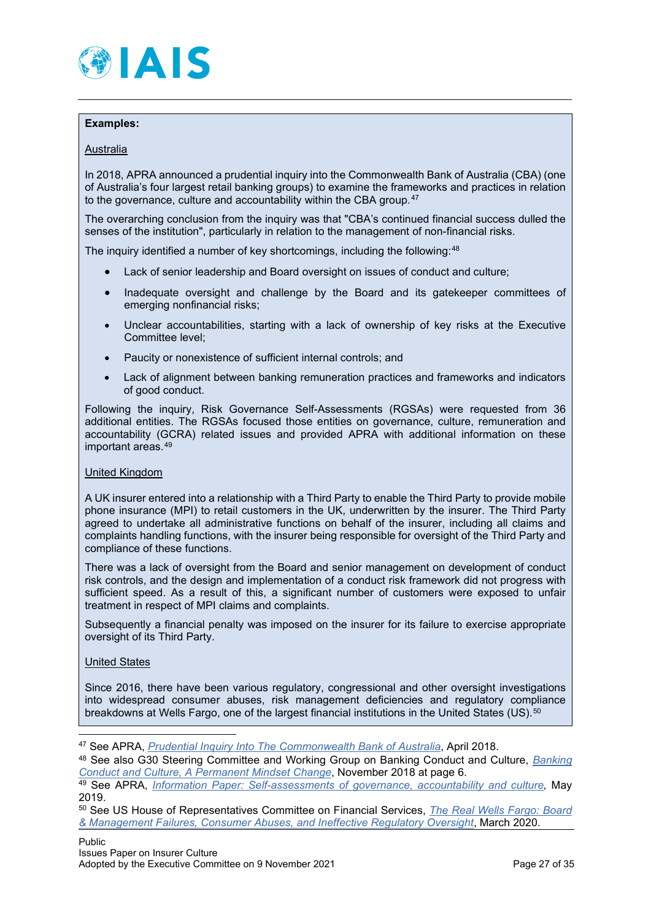**Examples:**

Australia

In 2018, APRA announced a prudential inquiry into the Commonwealth Bank of Australia (CBA) (one of Australia's four largest retail banking groups) to examine the frameworks and practices in relation to the governance, culture and accountability within the CBA group.[47]

The overarching conclusion from the inquiry was that "CBA's continued financial success dulled the senses of the institution", particularly in relation to the management of non-financial risks.

The inquiry identified a number of key shortcomings, including the following:[48]

- Lack of senior leadership and Board oversight on issues of conduct and culture;
- Inadequate oversight and challenge by the Board and its gatekeeper committees of emerging nonfinancial risks;
- Unclear accountabilities, starting with a lack of ownership of key risks at the Executive Committee level;
- Paucity or nonexistence of sufficient internal controls; and
- Lack of alignment between banking remuneration practices and frameworks and indicators of good conduct.

Following the inquiry, Risk Governance Self-Assessments (RGSAs) were requested from 36 additional entities. The RGSAs focused those entities on governance, culture, remuneration and accountability (GCRA) related issues and provided APRA with additional information on these important areas.[49]

United Kingdom

A UK insurer entered into a relationship with a Third Party to enable the Third Party to provide mobile phone insurance (MPI) to retail customers in the UK, underwritten by the insurer. The Third Party agreed to undertake all administrative functions on behalf of the insurer, including all claims and complaints handling functions, with the insurer being responsible for oversight of the Third Party and compliance of these functions.

There was a lack of oversight from the Board and senior management on development of conduct risk controls, and the design and implementation of a conduct risk framework did not progress with sufficient speed. As a result of this, a significant number of customers were exposed to unfair treatment in respect of MPI claims and complaints.

Subsequently a financial penalty was imposed on the insurer for its failure to exercise appropriate oversight of its Third Party.

United States

Since 2016, there have been various regulatory, congressional and other oversight investigations into widespread consumer abuses, risk management deficiencies and regulatory compliance breakdowns at Wells Fargo, one of the largest financial institutions in the United States (US).[50]

---

[47] See APRA, *Prudential Inquiry Into The Commonwealth Bank of Australia*, April 2018.

[48] See also G30 Steering Committee and Working Group on Banking Conduct and Culture, *Banking Conduct and Culture, A Permanent Mindset Change*, November 2018 at page 6.

[49] See APRA, *Information Paper: Self-assessments of governance, accountability and culture,* May 2019.

[50] See US House of Representatives Committee on Financial Services, *The Real Wells Fargo: Board & Management Failures, Consumer Abuses, and Ineffective Regulatory Oversight*, March 2020.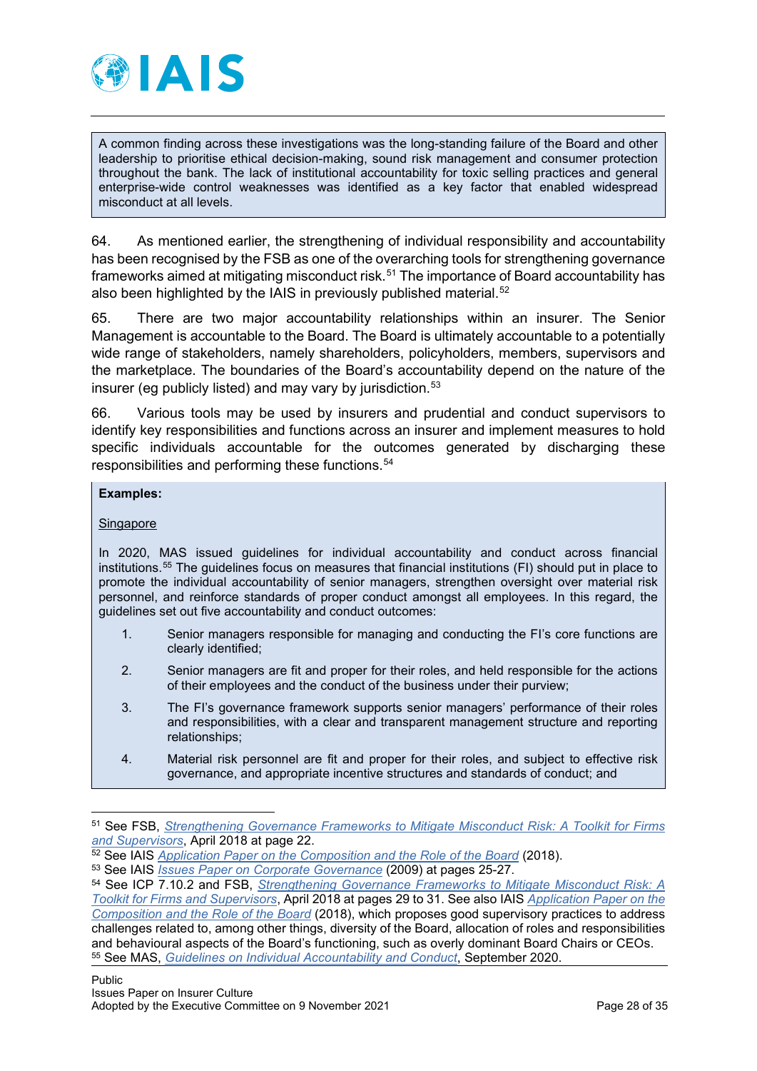> A common finding across these investigations was the long-standing failure of the Board and other leadership to prioritise ethical decision-making, sound risk management and consumer protection throughout the bank. The lack of institutional accountability for toxic selling practices and general enterprise-wide control weaknesses was identified as a key factor that enabled widespread misconduct at all levels.

64. As mentioned earlier, the strengthening of individual responsibility and accountability has been recognised by the FSB as one of the overarching tools for strengthening governance frameworks aimed at mitigating misconduct risk.[51] The importance of Board accountability has also been highlighted by the IAIS in previously published material.[52]

65. There are two major accountability relationships within an insurer. The Senior Management is accountable to the Board. The Board is ultimately accountable to a potentially wide range of stakeholders, namely shareholders, policyholders, members, supervisors and the marketplace. The boundaries of the Board's accountability depend on the nature of the insurer (eg publicly listed) and may vary by jurisdiction.[53]

66. Various tools may be used by insurers and prudential and conduct supervisors to identify key responsibilities and functions across an insurer and implement measures to hold specific individuals accountable for the outcomes generated by discharging these responsibilities and performing these functions.[54]

> **Examples:**
>
> Singapore
>
> In 2020, MAS issued guidelines for individual accountability and conduct across financial institutions.[55] The guidelines focus on measures that financial institutions (FI) should put in place to promote the individual accountability of senior managers, strengthen oversight over material risk personnel, and reinforce standards of proper conduct amongst all employees. In this regard, the guidelines set out five accountability and conduct outcomes:
>
> 1. Senior managers responsible for managing and conducting the FI's core functions are clearly identified;
> 2. Senior managers are fit and proper for their roles, and held responsible for the actions of their employees and the conduct of the business under their purview;
> 3. The FI's governance framework supports senior managers' performance of their roles and responsibilities, with a clear and transparent management structure and reporting relationships;
> 4. Material risk personnel are fit and proper for their roles, and subject to effective risk governance, and appropriate incentive structures and standards of conduct; and

---

[51] See FSB, *Strengthening Governance Frameworks to Mitigate Misconduct Risk: A Toolkit for Firms and Supervisors*, April 2018 at page 22.

[52] See IAIS *Application Paper on the Composition and the Role of the Board* (2018).

[53] See IAIS *Issues Paper on Corporate Governance* (2009) at pages 25-27.

[54] See ICP 7.10.2 and FSB, *Strengthening Governance Frameworks to Mitigate Misconduct Risk: A Toolkit for Firms and Supervisors*, April 2018 at pages 29 to 31. See also IAIS *Application Paper on the Composition and the Role of the Board* (2018), which proposes good supervisory practices to address challenges related to, among other things, diversity of the Board, allocation of roles and responsibilities and behavioural aspects of the Board's functioning, such as overly dominant Board Chairs or CEOs.

[55] See MAS, *Guidelines on Individual Accountability and Conduct*, September 2020.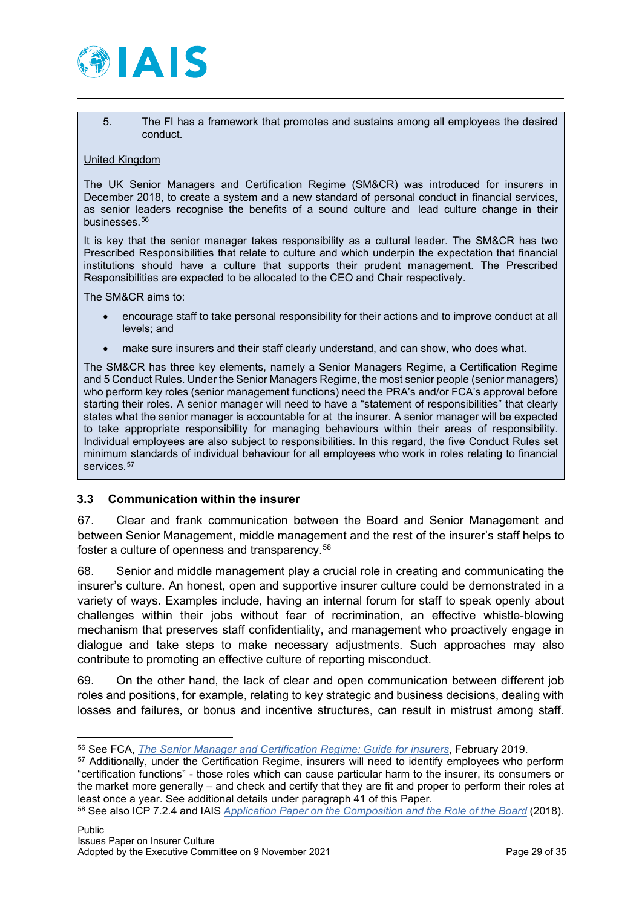5. The FI has a framework that promotes and sustains among all employees the desired conduct.

United Kingdom

The UK Senior Managers and Certification Regime (SM&CR) was introduced for insurers in December 2018, to create a system and a new standard of personal conduct in financial services, as senior leaders recognise the benefits of a sound culture and lead culture change in their businesses.[56]

It is key that the senior manager takes responsibility as a cultural leader. The SM&CR has two Prescribed Responsibilities that relate to culture and which underpin the expectation that financial institutions should have a culture that supports their prudent management. The Prescribed Responsibilities are expected to be allocated to the CEO and Chair respectively.

The SM&CR aims to:

- encourage staff to take personal responsibility for their actions and to improve conduct at all levels; and
- make sure insurers and their staff clearly understand, and can show, who does what.

The SM&CR has three key elements, namely a Senior Managers Regime, a Certification Regime and 5 Conduct Rules. Under the Senior Managers Regime, the most senior people (senior managers) who perform key roles (senior management functions) need the PRA's and/or FCA's approval before starting their roles. A senior manager will need to have a "statement of responsibilities" that clearly states what the senior manager is accountable for at the insurer. A senior manager will be expected to take appropriate responsibility for managing behaviours within their areas of responsibility. Individual employees are also subject to responsibilities. In this regard, the five Conduct Rules set minimum standards of individual behaviour for all employees who work in roles relating to financial services.[57]

### 3.3 Communication within the insurer

67. Clear and frank communication between the Board and Senior Management and between Senior Management, middle management and the rest of the insurer's staff helps to foster a culture of openness and transparency.[58]

68. Senior and middle management play a crucial role in creating and communicating the insurer's culture. An honest, open and supportive insurer culture could be demonstrated in a variety of ways. Examples include, having an internal forum for staff to speak openly about challenges within their jobs without fear of recrimination, an effective whistle-blowing mechanism that preserves staff confidentiality, and management who proactively engage in dialogue and take steps to make necessary adjustments. Such approaches may also contribute to promoting an effective culture of reporting misconduct.

69. On the other hand, the lack of clear and open communication between different job roles and positions, for example, relating to key strategic and business decisions, dealing with losses and failures, or bonus and incentive structures, can result in mistrust among staff.

---

[56] See FCA, *The Senior Manager and Certification Regime: Guide for insurers*, February 2019.

[57] Additionally, under the Certification Regime, insurers will need to identify employees who perform "certification functions" - those roles which can cause particular harm to the insurer, its consumers or the market more generally – and check and certify that they are fit and proper to perform their roles at least once a year. See additional details under paragraph 41 of this Paper.

[58] See also ICP 7.2.4 and IAIS *Application Paper on the Composition and the Role of the Board* (2018).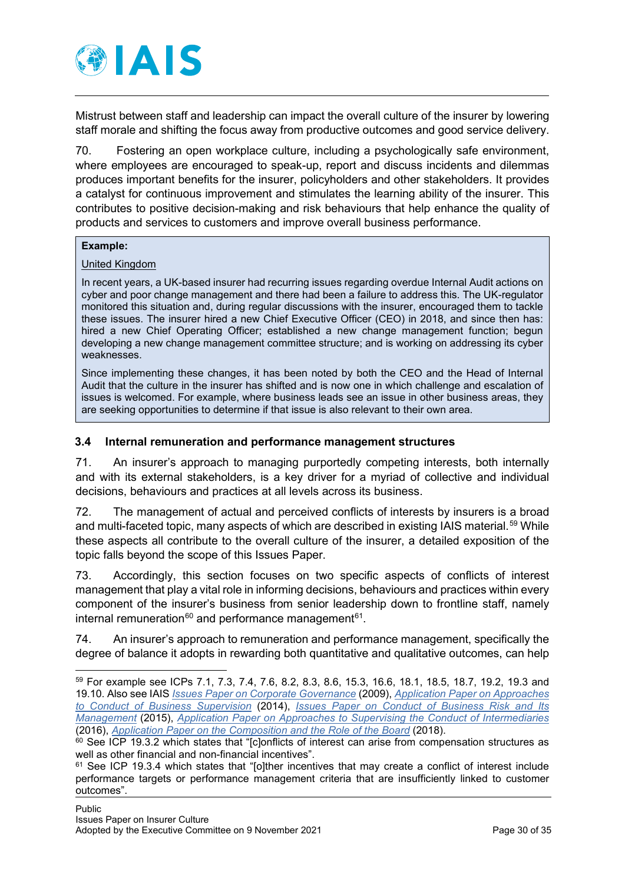Mistrust between staff and leadership can impact the overall culture of the insurer by lowering staff morale and shifting the focus away from productive outcomes and good service delivery.

70. Fostering an open workplace culture, including a psychologically safe environment, where employees are encouraged to speak-up, report and discuss incidents and dilemmas produces important benefits for the insurer, policyholders and other stakeholders. It provides a catalyst for continuous improvement and stimulates the learning ability of the insurer. This contributes to positive decision-making and risk behaviours that help enhance the quality of products and services to customers and improve overall business performance.

> **Example:**
>
> United Kingdom
>
> In recent years, a UK-based insurer had recurring issues regarding overdue Internal Audit actions on cyber and poor change management and there had been a failure to address this. The UK-regulator monitored this situation and, during regular discussions with the insurer, encouraged them to tackle these issues. The insurer hired a new Chief Executive Officer (CEO) in 2018, and since then has: hired a new Chief Operating Officer; established a new change management function; begun developing a new change management committee structure; and is working on addressing its cyber weaknesses.
>
> Since implementing these changes, it has been noted by both the CEO and the Head of Internal Audit that the culture in the insurer has shifted and is now one in which challenge and escalation of issues is welcomed. For example, where business leads see an issue in other business areas, they are seeking opportunities to determine if that issue is also relevant to their own area.

### 3.4 Internal remuneration and performance management structures

71. An insurer's approach to managing purportedly competing interests, both internally and with its external stakeholders, is a key driver for a myriad of collective and individual decisions, behaviours and practices at all levels across its business.

72. The management of actual and perceived conflicts of interests by insurers is a broad and multi-faceted topic, many aspects of which are described in existing IAIS material.[59] While these aspects all contribute to the overall culture of the insurer, a detailed exposition of the topic falls beyond the scope of this Issues Paper.

73. Accordingly, this section focuses on two specific aspects of conflicts of interest management that play a vital role in informing decisions, behaviours and practices within every component of the insurer's business from senior leadership down to frontline staff, namely internal remuneration[60] and performance management[61].

74. An insurer's approach to remuneration and performance management, specifically the degree of balance it adopts in rewarding both quantitative and qualitative outcomes, can help

---

[59] For example see ICPs 7.1, 7.3, 7.4, 7.6, 8.2, 8.3, 8.6, 15.3, 16.6, 18.1, 18.5, 18.7, 19.2, 19.3 and 19.10. Also see IAIS *Issues Paper on Corporate Governance* (2009), *Application Paper on Approaches to Conduct of Business Supervision* (2014), *Issues Paper on Conduct of Business Risk and Its Management* (2015), *Application Paper on Approaches to Supervising the Conduct of Intermediaries* (2016), *Application Paper on the Composition and the Role of the Board* (2018).

[60] See ICP 19.3.2 which states that "[c]onflicts of interest can arise from compensation structures as well as other financial and non-financial incentives".

[61] See ICP 19.3.4 which states that "[o]ther incentives that may create a conflict of interest include performance targets or performance management criteria that are insufficiently linked to customer outcomes".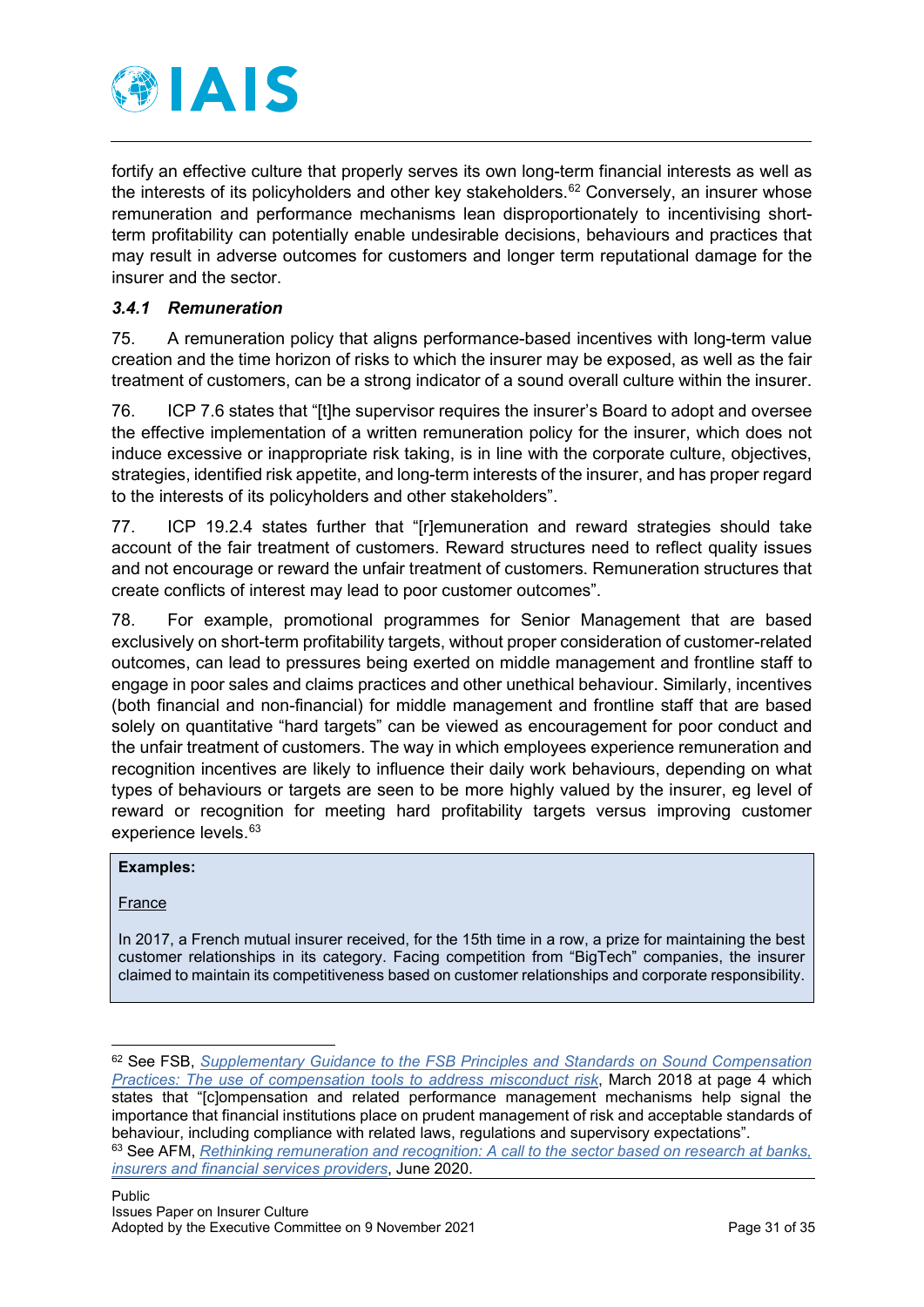fortify an effective culture that properly serves its own long-term financial interests as well as the interests of its policyholders and other key stakeholders.[62] Conversely, an insurer whose remuneration and performance mechanisms lean disproportionately to incentivising short-term profitability can potentially enable undesirable decisions, behaviours and practices that may result in adverse outcomes for customers and longer term reputational damage for the insurer and the sector.

### *3.4.1 Remuneration*

75. A remuneration policy that aligns performance-based incentives with long-term value creation and the time horizon of risks to which the insurer may be exposed, as well as the fair treatment of customers, can be a strong indicator of a sound overall culture within the insurer.

76. ICP 7.6 states that "[t]he supervisor requires the insurer's Board to adopt and oversee the effective implementation of a written remuneration policy for the insurer, which does not induce excessive or inappropriate risk taking, is in line with the corporate culture, objectives, strategies, identified risk appetite, and long-term interests of the insurer, and has proper regard to the interests of its policyholders and other stakeholders".

77. ICP 19.2.4 states further that "[r]emuneration and reward strategies should take account of the fair treatment of customers. Reward structures need to reflect quality issues and not encourage or reward the unfair treatment of customers. Remuneration structures that create conflicts of interest may lead to poor customer outcomes".

78. For example, promotional programmes for Senior Management that are based exclusively on short-term profitability targets, without proper consideration of customer-related outcomes, can lead to pressures being exerted on middle management and frontline staff to engage in poor sales and claims practices and other unethical behaviour. Similarly, incentives (both financial and non-financial) for middle management and frontline staff that are based solely on quantitative "hard targets" can be viewed as encouragement for poor conduct and the unfair treatment of customers. The way in which employees experience remuneration and recognition incentives are likely to influence their daily work behaviours, depending on what types of behaviours or targets are seen to be more highly valued by the insurer, eg level of reward or recognition for meeting hard profitability targets versus improving customer experience levels.[63]

**Examples:**

France

In 2017, a French mutual insurer received, for the 15th time in a row, a prize for maintaining the best customer relationships in its category. Facing competition from "BigTech" companies, the insurer claimed to maintain its competitiveness based on customer relationships and corporate responsibility.

---

[62] See FSB, *Supplementary Guidance to the FSB Principles and Standards on Sound Compensation Practices: The use of compensation tools to address misconduct risk*, March 2018 at page 4 which states that "[c]ompensation and related performance management mechanisms help signal the importance that financial institutions place on prudent management of risk and acceptable standards of behaviour, including compliance with related laws, regulations and supervisory expectations".

[63] See AFM, *Rethinking remuneration and recognition: A call to the sector based on research at banks, insurers and financial services providers*, June 2020.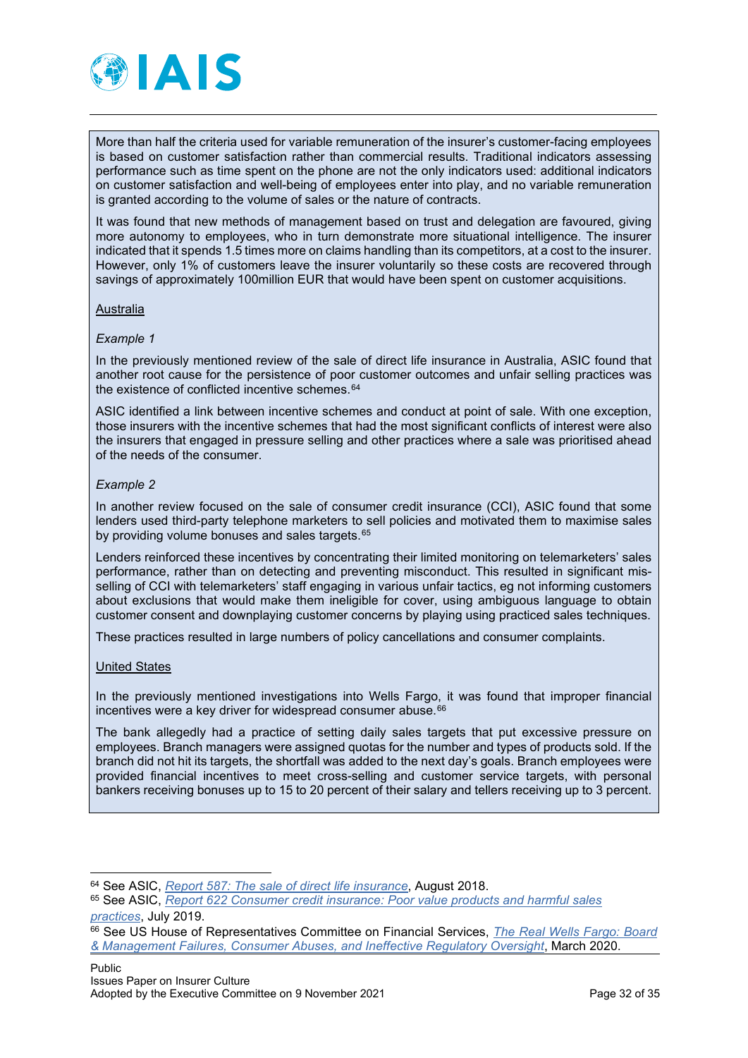More than half the criteria used for variable remuneration of the insurer's customer-facing employees is based on customer satisfaction rather than commercial results. Traditional indicators assessing performance such as time spent on the phone are not the only indicators used: additional indicators on customer satisfaction and well-being of employees enter into play, and no variable remuneration is granted according to the volume of sales or the nature of contracts.

It was found that new methods of management based on trust and delegation are favoured, giving more autonomy to employees, who in turn demonstrate more situational intelligence. The insurer indicated that it spends 1.5 times more on claims handling than its competitors, at a cost to the insurer. However, only 1% of customers leave the insurer voluntarily so these costs are recovered through savings of approximately 100million EUR that would have been spent on customer acquisitions.

Australia

*Example 1*

In the previously mentioned review of the sale of direct life insurance in Australia, ASIC found that another root cause for the persistence of poor customer outcomes and unfair selling practices was the existence of conflicted incentive schemes.[64]

ASIC identified a link between incentive schemes and conduct at point of sale. With one exception, those insurers with the incentive schemes that had the most significant conflicts of interest were also the insurers that engaged in pressure selling and other practices where a sale was prioritised ahead of the needs of the consumer.

*Example 2*

In another review focused on the sale of consumer credit insurance (CCI), ASIC found that some lenders used third-party telephone marketers to sell policies and motivated them to maximise sales by providing volume bonuses and sales targets.[65]

Lenders reinforced these incentives by concentrating their limited monitoring on telemarketers' sales performance, rather than on detecting and preventing misconduct. This resulted in significant mis-selling of CCI with telemarketers' staff engaging in various unfair tactics, eg not informing customers about exclusions that would make them ineligible for cover, using ambiguous language to obtain customer consent and downplaying customer concerns by playing using practiced sales techniques.

These practices resulted in large numbers of policy cancellations and consumer complaints.

United States

In the previously mentioned investigations into Wells Fargo, it was found that improper financial incentives were a key driver for widespread consumer abuse.[66]

The bank allegedly had a practice of setting daily sales targets that put excessive pressure on employees. Branch managers were assigned quotas for the number and types of products sold. If the branch did not hit its targets, the shortfall was added to the next day's goals. Branch employees were provided financial incentives to meet cross-selling and customer service targets, with personal bankers receiving bonuses up to 15 to 20 percent of their salary and tellers receiving up to 3 percent.

---

[64] See ASIC, *Report 587: The sale of direct life insurance*, August 2018.

[65] See ASIC, *Report 622 Consumer credit insurance: Poor value products and harmful sales practices*, July 2019.

[66] See US House of Representatives Committee on Financial Services, *The Real Wells Fargo: Board & Management Failures, Consumer Abuses, and Ineffective Regulatory Oversight*, March 2020.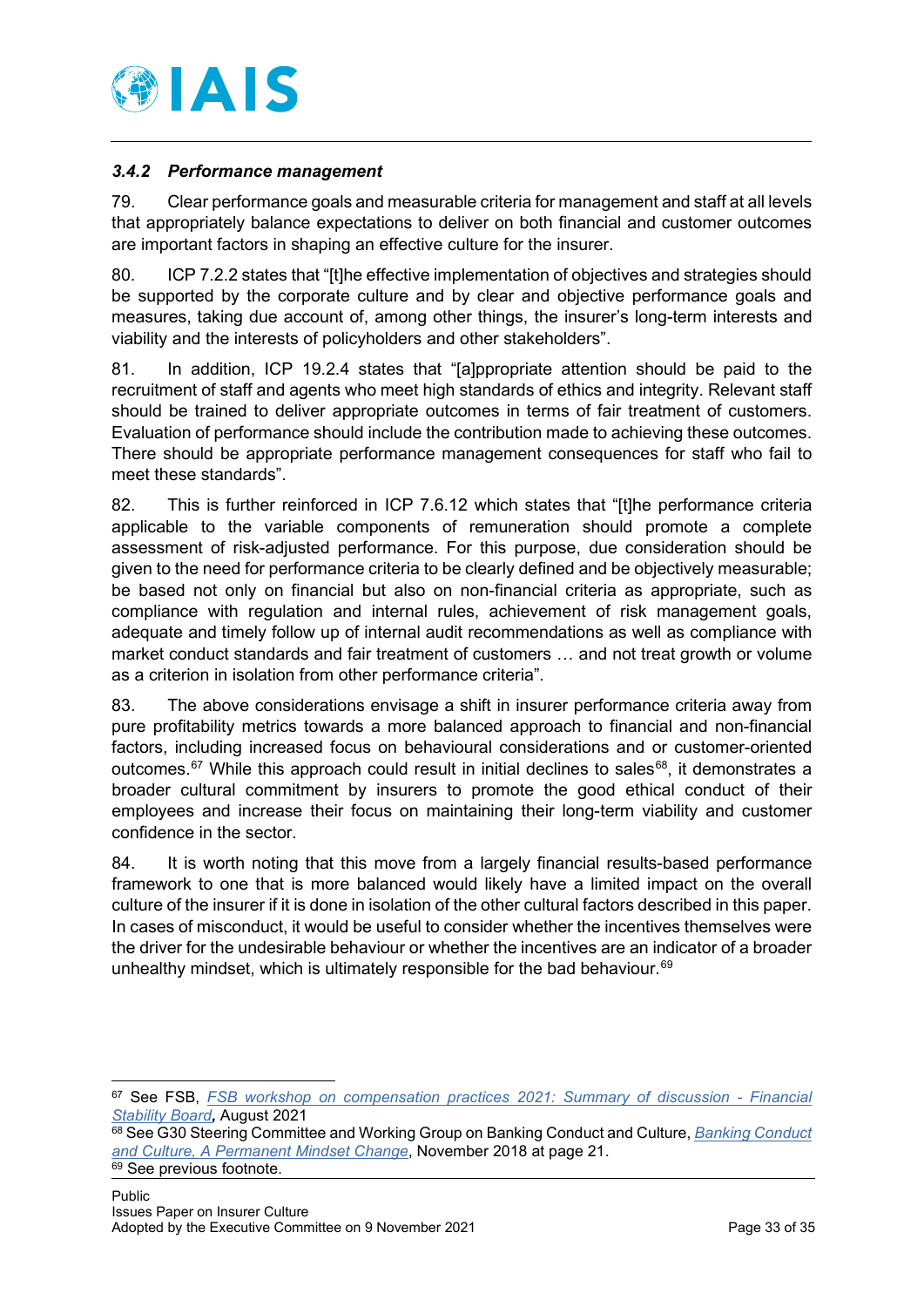### *3.4.2 Performance management*

79. Clear performance goals and measurable criteria for management and staff at all levels that appropriately balance expectations to deliver on both financial and customer outcomes are important factors in shaping an effective culture for the insurer.

80. ICP 7.2.2 states that "[t]he effective implementation of objectives and strategies should be supported by the corporate culture and by clear and objective performance goals and measures, taking due account of, among other things, the insurer's long-term interests and viability and the interests of policyholders and other stakeholders".

81. In addition, ICP 19.2.4 states that "[a]ppropriate attention should be paid to the recruitment of staff and agents who meet high standards of ethics and integrity. Relevant staff should be trained to deliver appropriate outcomes in terms of fair treatment of customers. Evaluation of performance should include the contribution made to achieving these outcomes. There should be appropriate performance management consequences for staff who fail to meet these standards".

82. This is further reinforced in ICP 7.6.12 which states that "[t]he performance criteria applicable to the variable components of remuneration should promote a complete assessment of risk-adjusted performance. For this purpose, due consideration should be given to the need for performance criteria to be clearly defined and be objectively measurable; be based not only on financial but also on non-financial criteria as appropriate, such as compliance with regulation and internal rules, achievement of risk management goals, adequate and timely follow up of internal audit recommendations as well as compliance with market conduct standards and fair treatment of customers … and not treat growth or volume as a criterion in isolation from other performance criteria".

83. The above considerations envisage a shift in insurer performance criteria away from pure profitability metrics towards a more balanced approach to financial and non-financial factors, including increased focus on behavioural considerations and or customer-oriented outcomes.[67] While this approach could result in initial declines to sales[68], it demonstrates a broader cultural commitment by insurers to promote the good ethical conduct of their employees and increase their focus on maintaining their long-term viability and customer confidence in the sector.

84. It is worth noting that this move from a largely financial results-based performance framework to one that is more balanced would likely have a limited impact on the overall culture of the insurer if it is done in isolation of the other cultural factors described in this paper. In cases of misconduct, it would be useful to consider whether the incentives themselves were the driver for the undesirable behaviour or whether the incentives are an indicator of a broader unhealthy mindset, which is ultimately responsible for the bad behaviour.[69]

---

[67] See FSB, *FSB workshop on compensation practices 2021: Summary of discussion - Financial Stability Board*, August 2021

[68] See G30 Steering Committee and Working Group on Banking Conduct and Culture, *Banking Conduct and Culture, A Permanent Mindset Change*, November 2018 at page 21.

[69] See previous footnote.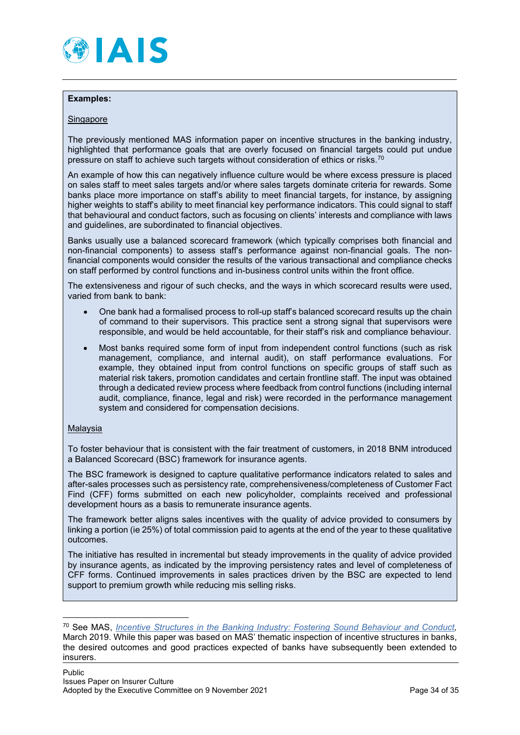**Examples:**

Singapore

The previously mentioned MAS information paper on incentive structures in the banking industry, highlighted that performance goals that are overly focused on financial targets could put undue pressure on staff to achieve such targets without consideration of ethics or risks.[70]

An example of how this can negatively influence culture would be where excess pressure is placed on sales staff to meet sales targets and/or where sales targets dominate criteria for rewards. Some banks place more importance on staff's ability to meet financial targets, for instance, by assigning higher weights to staff's ability to meet financial key performance indicators. This could signal to staff that behavioural and conduct factors, such as focusing on clients' interests and compliance with laws and guidelines, are subordinated to financial objectives.

Banks usually use a balanced scorecard framework (which typically comprises both financial and non-financial components) to assess staff's performance against non-financial goals. The non-financial components would consider the results of the various transactional and compliance checks on staff performed by control functions and in-business control units within the front office.

The extensiveness and rigour of such checks, and the ways in which scorecard results were used, varied from bank to bank:

- One bank had a formalised process to roll-up staff's balanced scorecard results up the chain of command to their supervisors. This practice sent a strong signal that supervisors were responsible, and would be held accountable, for their staff's risk and compliance behaviour.
- Most banks required some form of input from independent control functions (such as risk management, compliance, and internal audit), on staff performance evaluations. For example, they obtained input from control functions on specific groups of staff such as material risk takers, promotion candidates and certain frontline staff. The input was obtained through a dedicated review process where feedback from control functions (including internal audit, compliance, finance, legal and risk) were recorded in the performance management system and considered for compensation decisions.

Malaysia

To foster behaviour that is consistent with the fair treatment of customers, in 2018 BNM introduced a Balanced Scorecard (BSC) framework for insurance agents.

The BSC framework is designed to capture qualitative performance indicators related to sales and after-sales processes such as persistency rate, comprehensiveness/completeness of Customer Fact Find (CFF) forms submitted on each new policyholder, complaints received and professional development hours as a basis to remunerate insurance agents.

The framework better aligns sales incentives with the quality of advice provided to consumers by linking a portion (ie 25%) of total commission paid to agents at the end of the year to these qualitative outcomes.

The initiative has resulted in incremental but steady improvements in the quality of advice provided by insurance agents, as indicated by the improving persistency rates and level of completeness of CFF forms. Continued improvements in sales practices driven by the BSC are expected to lend support to premium growth while reducing mis selling risks.

---

[70] See MAS, *Incentive Structures in the Banking Industry: Fostering Sound Behaviour and Conduct*, March 2019. While this paper was based on MAS' thematic inspection of incentive structures in banks, the desired outcomes and good practices expected of banks have subsequently been extended to insurers.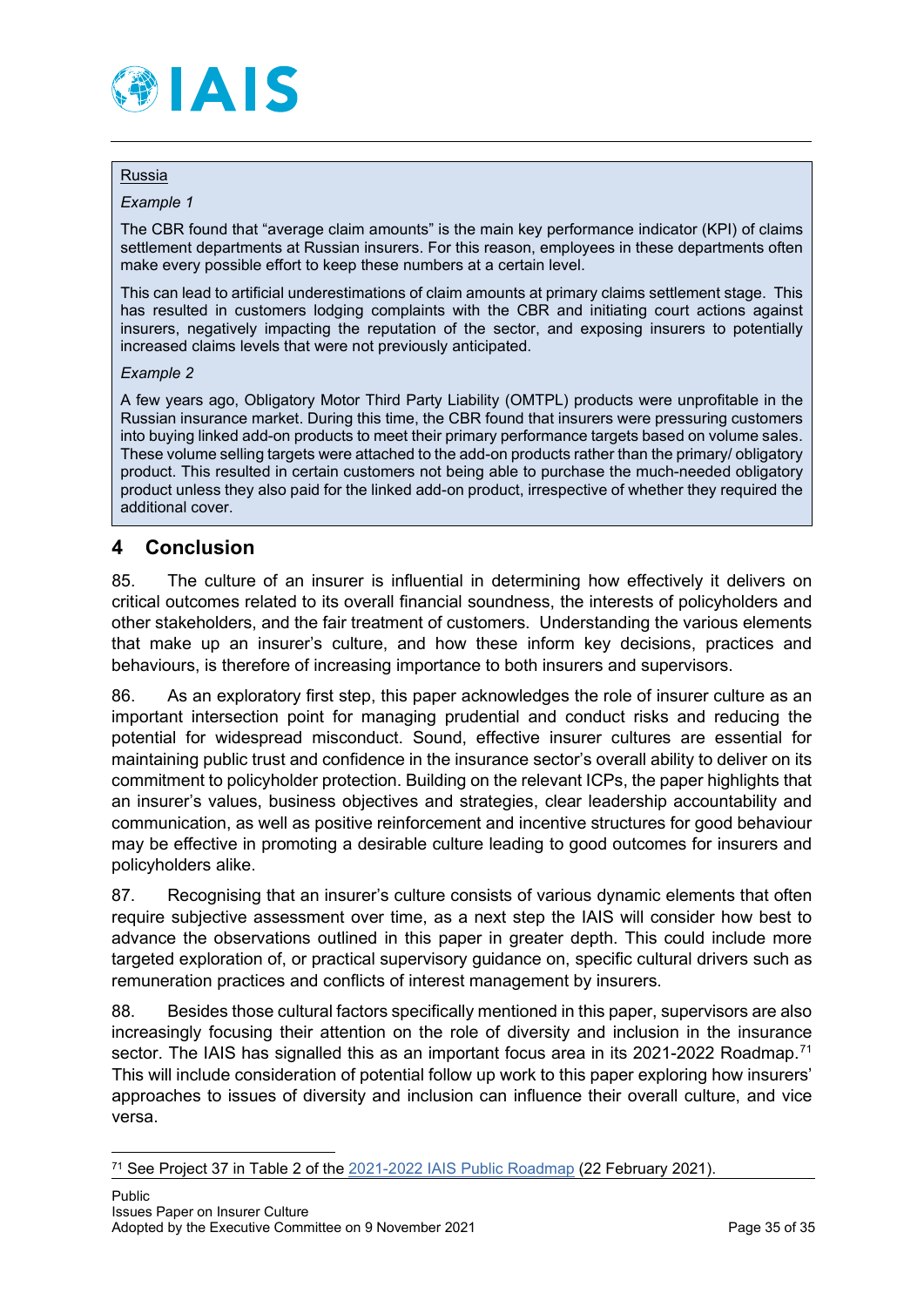Russia

*Example 1*

The CBR found that "average claim amounts" is the main key performance indicator (KPI) of claims settlement departments at Russian insurers. For this reason, employees in these departments often make every possible effort to keep these numbers at a certain level.

This can lead to artificial underestimations of claim amounts at primary claims settlement stage. This has resulted in customers lodging complaints with the CBR and initiating court actions against insurers, negatively impacting the reputation of the sector, and exposing insurers to potentially increased claims levels that were not previously anticipated.

*Example 2*

A few years ago, Obligatory Motor Third Party Liability (OMTPL) products were unprofitable in the Russian insurance market. During this time, the CBR found that insurers were pressuring customers into buying linked add-on products to meet their primary performance targets based on volume sales. These volume selling targets were attached to the add-on products rather than the primary/ obligatory product. This resulted in certain customers not being able to purchase the much-needed obligatory product unless they also paid for the linked add-on product, irrespective of whether they required the additional cover.

## 4 Conclusion

85. The culture of an insurer is influential in determining how effectively it delivers on critical outcomes related to its overall financial soundness, the interests of policyholders and other stakeholders, and the fair treatment of customers. Understanding the various elements that make up an insurer's culture, and how these inform key decisions, practices and behaviours, is therefore of increasing importance to both insurers and supervisors.

86. As an exploratory first step, this paper acknowledges the role of insurer culture as an important intersection point for managing prudential and conduct risks and reducing the potential for widespread misconduct. Sound, effective insurer cultures are essential for maintaining public trust and confidence in the insurance sector's overall ability to deliver on its commitment to policyholder protection. Building on the relevant ICPs, the paper highlights that an insurer's values, business objectives and strategies, clear leadership accountability and communication, as well as positive reinforcement and incentive structures for good behaviour may be effective in promoting a desirable culture leading to good outcomes for insurers and policyholders alike.

87. Recognising that an insurer's culture consists of various dynamic elements that often require subjective assessment over time, as a next step the IAIS will consider how best to advance the observations outlined in this paper in greater depth. This could include more targeted exploration of, or practical supervisory guidance on, specific cultural drivers such as remuneration practices and conflicts of interest management by insurers.

88. Besides those cultural factors specifically mentioned in this paper, supervisors are also increasingly focusing their attention on the role of diversity and inclusion in the insurance sector. The IAIS has signalled this as an important focus area in its 2021-2022 Roadmap.[71] This will include consideration of potential follow up work to this paper exploring how insurers' approaches to issues of diversity and inclusion can influence their overall culture, and vice versa.

[71] See Project 37 in Table 2 of the 2021-2022 IAIS Public Roadmap (22 February 2021).